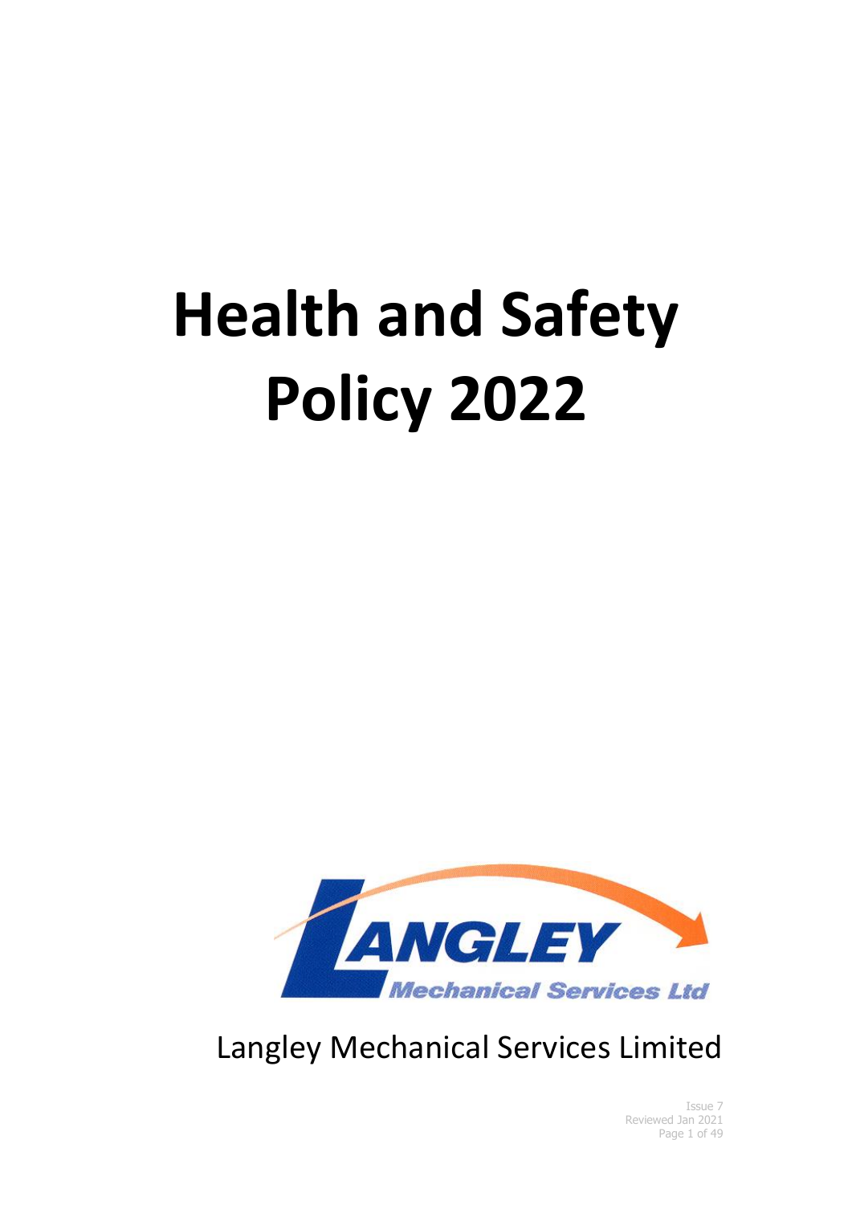# Health and Safety Policy 2022

Langley Mechanical Services Limited

Issue 7
Reviewed Jan 2021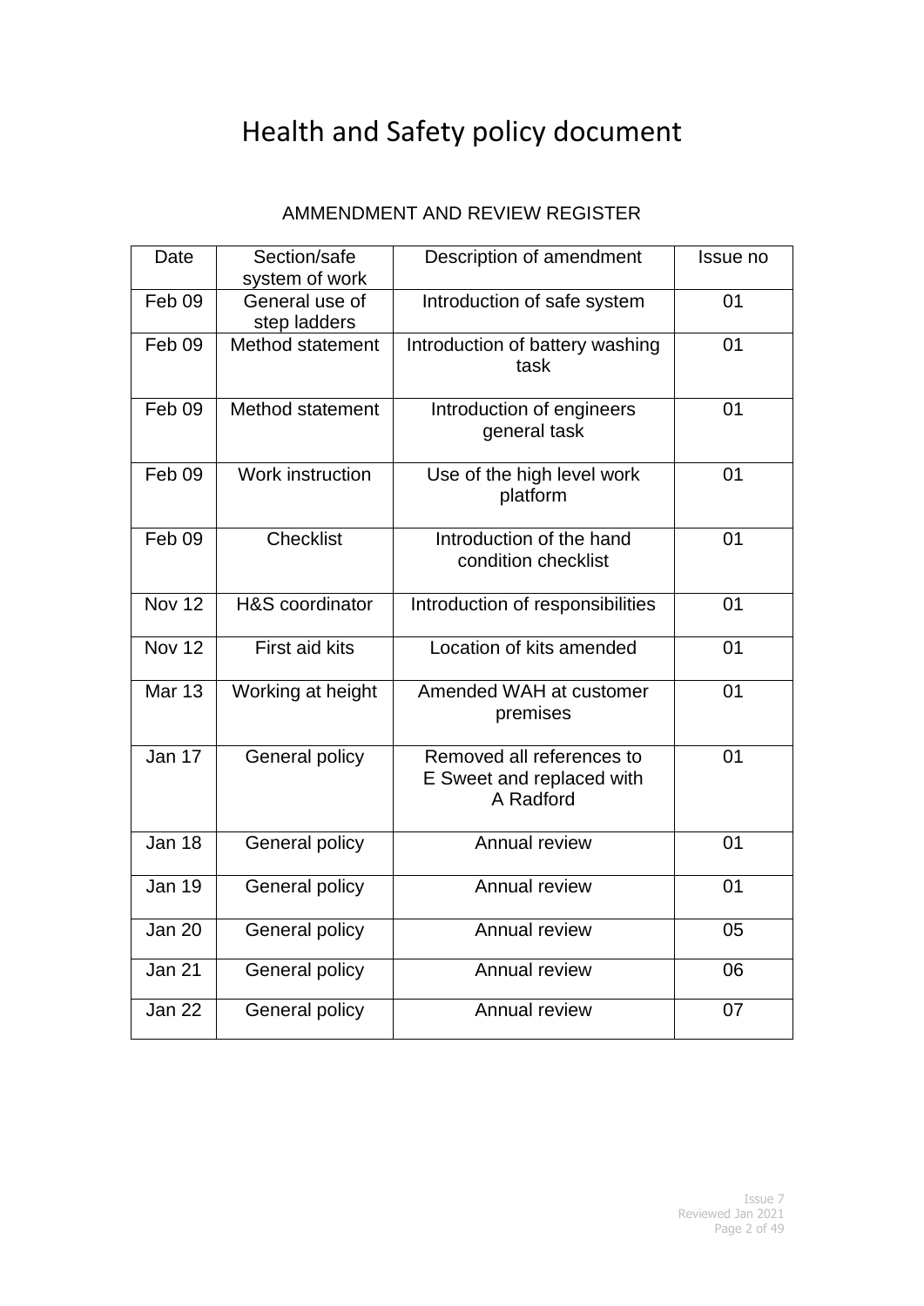# Health and Safety policy document

AMMENDMENT AND REVIEW REGISTER

| Date | Section/safe system of work | Description of amendment | Issue no |
|---|---|---|---|
| Feb 09 | General use of step ladders | Introduction of safe system | 01 |
| Feb 09 | Method statement | Introduction of battery washing task | 01 |
| Feb 09 | Method statement | Introduction of engineers general task | 01 |
| Feb 09 | Work instruction | Use of the high level work platform | 01 |
| Feb 09 | Checklist | Introduction of the hand condition checklist | 01 |
| Nov 12 | H&S coordinator | Introduction of responsibilities | 01 |
| Nov 12 | First aid kits | Location of kits amended | 01 |
| Mar 13 | Working at height | Amended WAH at customer premises | 01 |
| Jan 17 | General policy | Removed all references to E Sweet and replaced with A Radford | 01 |
| Jan 18 | General policy | Annual review | 01 |
| Jan 19 | General policy | Annual review | 01 |
| Jan 20 | General policy | Annual review | 05 |
| Jan 21 | General policy | Annual review | 06 |
| Jan 22 | General policy | Annual review | 07 |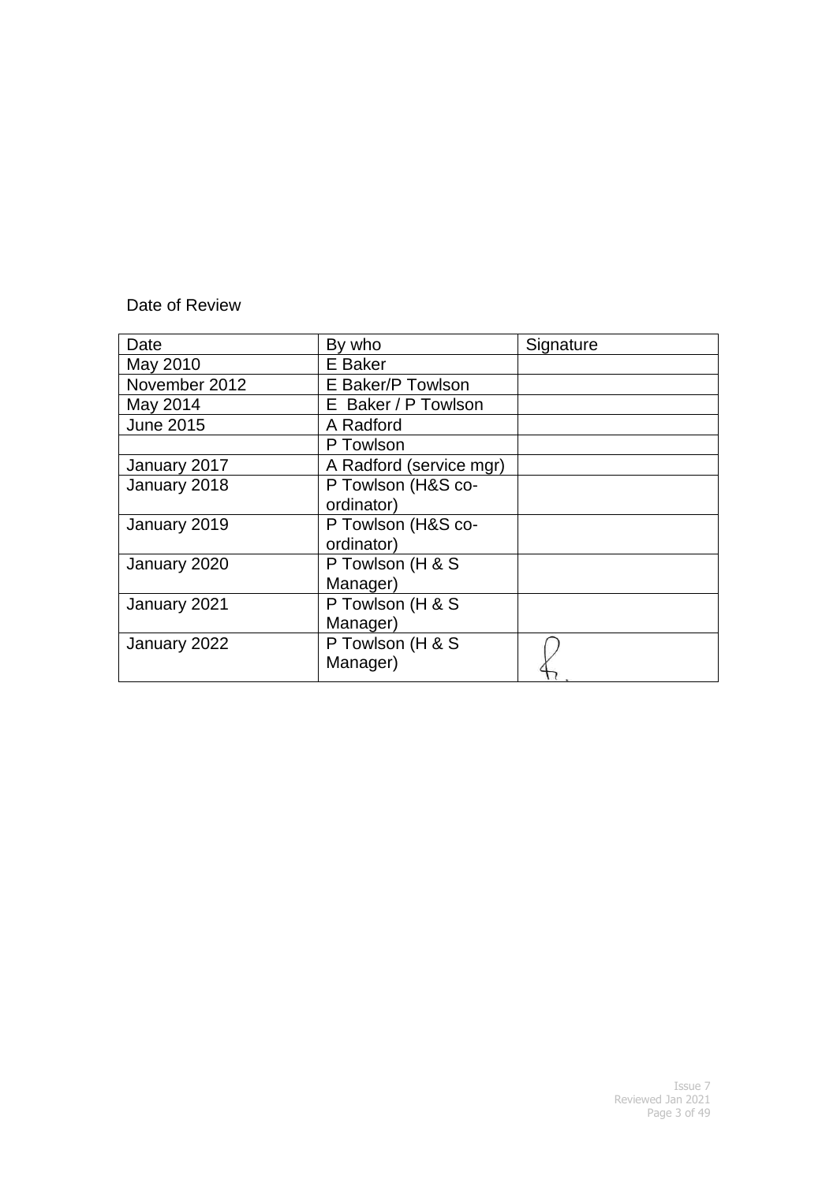Date of Review

| Date | By who | Signature |
|---|---|---|
| May 2010 | E Baker | |
| November 2012 | E Baker/P Towlson | |
| May 2014 | E Baker / P Towlson | |
| June 2015 | A Radford | |
| | P Towlson | |
| January 2017 | A Radford (service mgr) | |
| January 2018 | P Towlson (H&S co-ordinator) | |
| January 2019 | P Towlson (H&S co-ordinator) | |
| January 2020 | P Towlson (H & S Manager) | |
| January 2021 | P Towlson (H & S Manager) | |
| January 2022 | P Towlson (H & S Manager) | |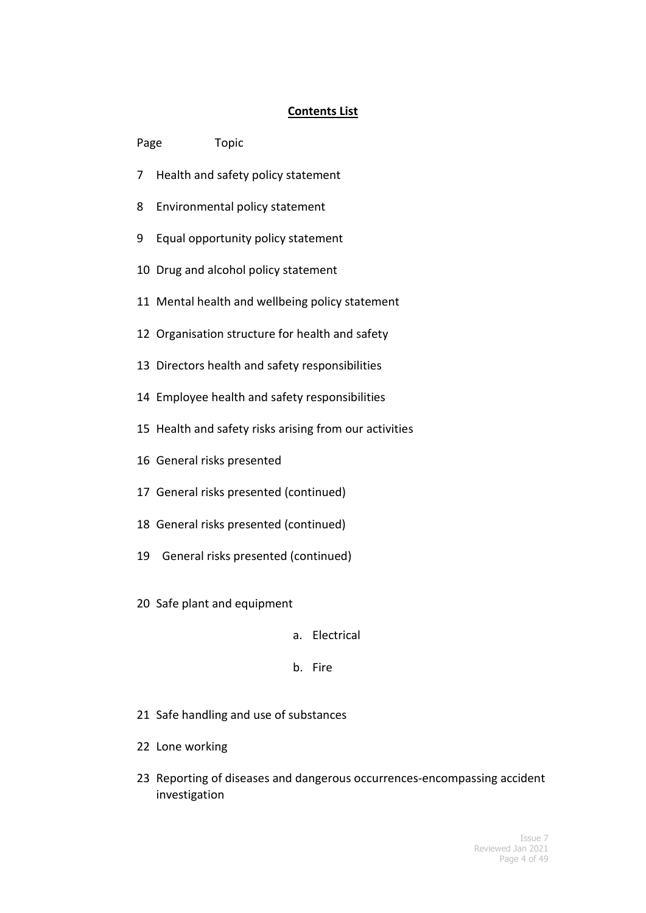## Contents List

| Page | Topic |
|---|---|
| 7 | Health and safety policy statement |
| 8 | Environmental policy statement |
| 9 | Equal opportunity policy statement |
| 10 | Drug and alcohol policy statement |
| 11 | Mental health and wellbeing policy statement |
| 12 | Organisation structure for health and safety |
| 13 | Directors health and safety responsibilities |
| 14 | Employee health and safety responsibilities |
| 15 | Health and safety risks arising from our activities |
| 16 | General risks presented |
| 17 | General risks presented (continued) |
| 18 | General risks presented (continued) |
| 19 | General risks presented (continued) |
| 20 | Safe plant and equipment<br>a. Electrical<br>b. Fire |
| 21 | Safe handling and use of substances |
| 22 | Lone working |
| 23 | Reporting of diseases and dangerous occurrences-encompassing accident investigation |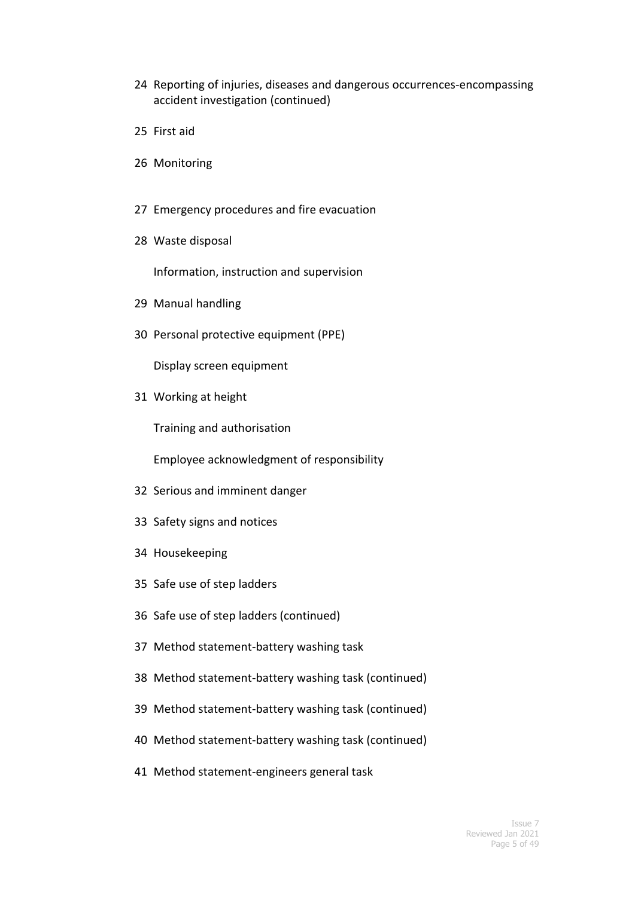24 Reporting of injuries, diseases and dangerous occurrences-encompassing accident investigation (continued)

25 First aid

26 Monitoring

27 Emergency procedures and fire evacuation

28 Waste disposal

Information, instruction and supervision

29 Manual handling

30 Personal protective equipment (PPE)

Display screen equipment

31 Working at height

Training and authorisation

Employee acknowledgment of responsibility

32 Serious and imminent danger

33 Safety signs and notices

34 Housekeeping

35 Safe use of step ladders

36 Safe use of step ladders (continued)

37 Method statement-battery washing task

38 Method statement-battery washing task (continued)

39 Method statement-battery washing task (continued)

40 Method statement-battery washing task (continued)

41 Method statement-engineers general task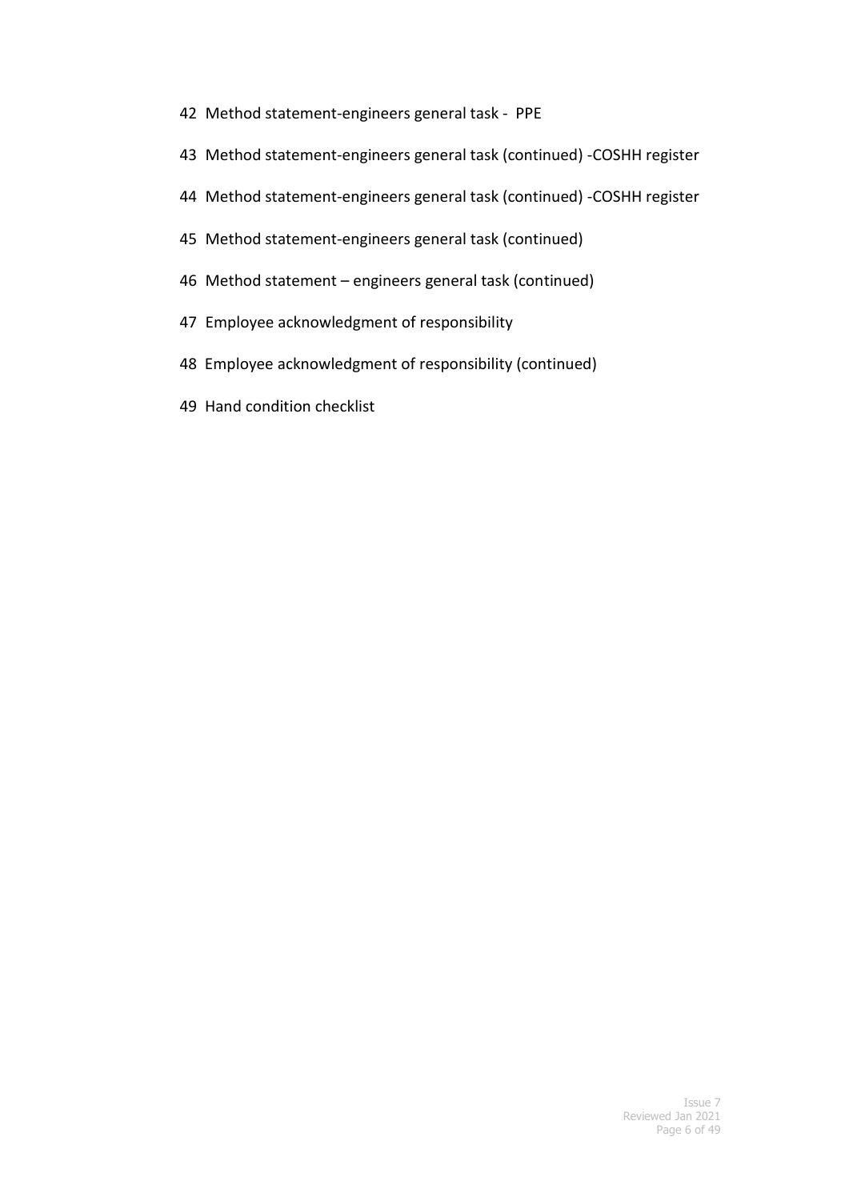42 Method statement-engineers general task - PPE

43 Method statement-engineers general task (continued) -COSHH register

44 Method statement-engineers general task (continued) -COSHH register

45 Method statement-engineers general task (continued)

46 Method statement – engineers general task (continued)

47 Employee acknowledgment of responsibility

48 Employee acknowledgment of responsibility (continued)

49 Hand condition checklist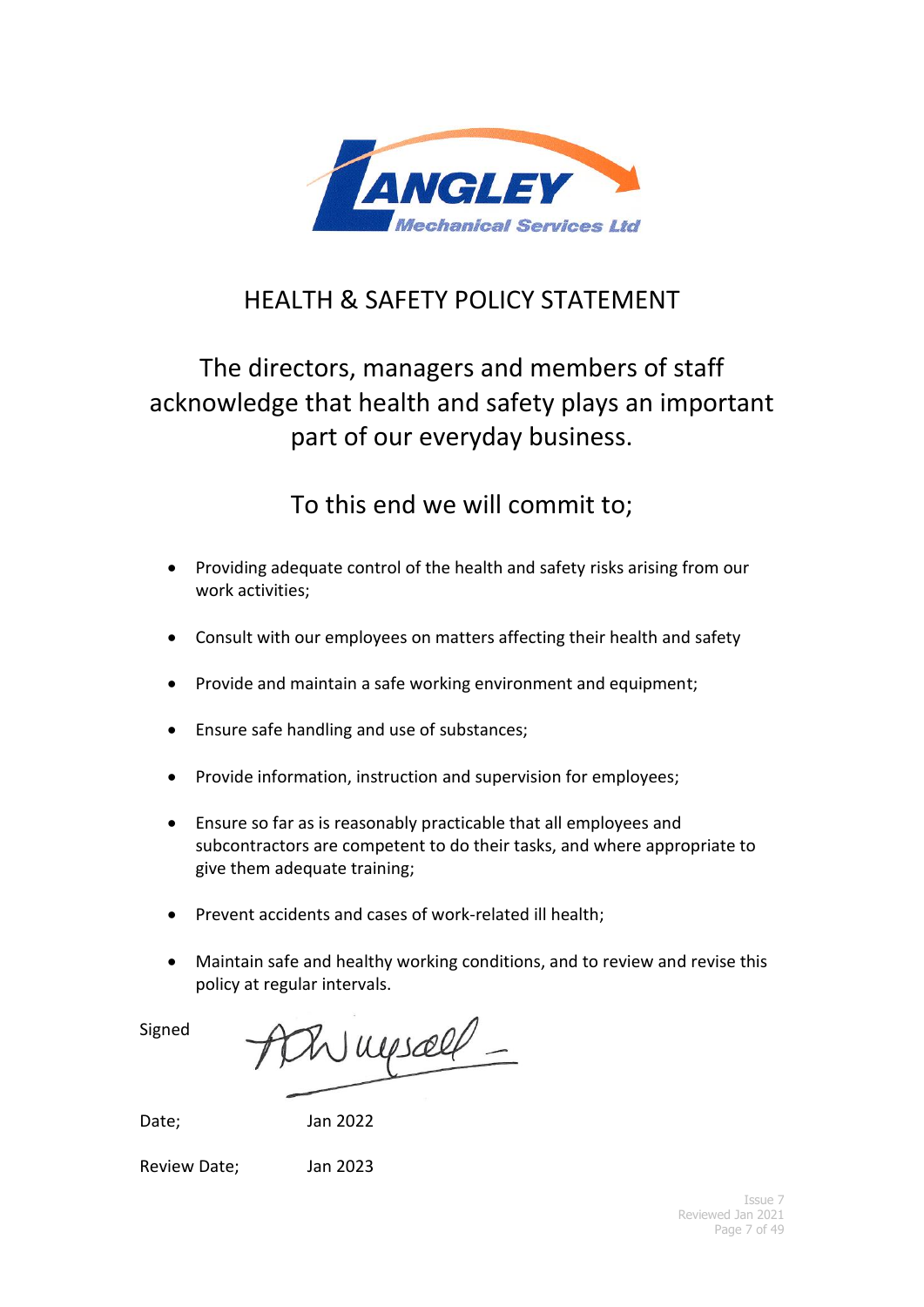LANGLEY Mechanical Services Ltd

# HEALTH & SAFETY POLICY STATEMENT

## The directors, managers and members of staff acknowledge that health and safety plays an important part of our everyday business.

## To this end we will commit to;

- Providing adequate control of the health and safety risks arising from our work activities;
- Consult with our employees on matters affecting their health and safety
- Provide and maintain a safe working environment and equipment;
- Ensure safe handling and use of substances;
- Provide information, instruction and supervision for employees;
- Ensure so far as is reasonably practicable that all employees and subcontractors are competent to do their tasks, and where appropriate to give them adequate training;
- Prevent accidents and cases of work-related ill health;
- Maintain safe and healthy working conditions, and to review and revise this policy at regular intervals.

Signed

Date; Jan 2022

Review Date; Jan 2023

Issue 7
Reviewed Jan 2021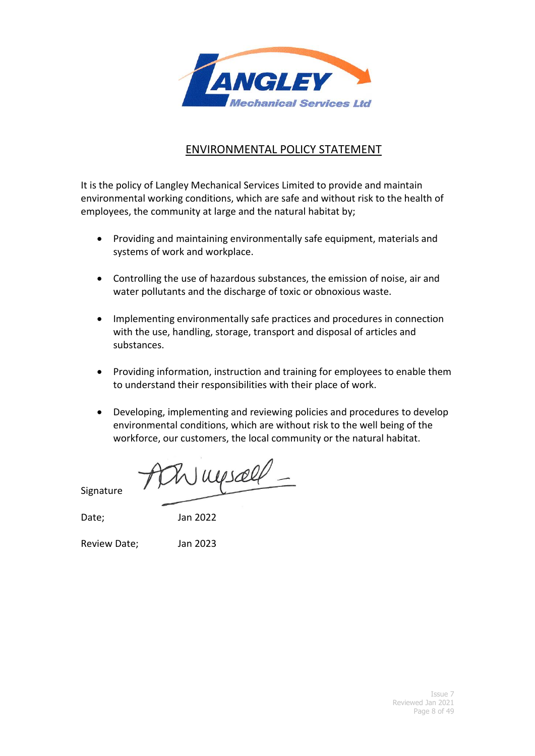# ENVIRONMENTAL POLICY STATEMENT

It is the policy of Langley Mechanical Services Limited to provide and maintain environmental working conditions, which are safe and without risk to the health of employees, the community at large and the natural habitat by;

- Providing and maintaining environmentally safe equipment, materials and systems of work and workplace.
- Controlling the use of hazardous substances, the emission of noise, air and water pollutants and the discharge of toxic or obnoxious waste.
- Implementing environmentally safe practices and procedures in connection with the use, handling, storage, transport and disposal of articles and substances.
- Providing information, instruction and training for employees to enable them to understand their responsibilities with their place of work.
- Developing, implementing and reviewing policies and procedures to develop environmental conditions, which are without risk to the well being of the workforce, our customers, the local community or the natural habitat.

Signature

Date; Jan 2022

Review Date; Jan 2023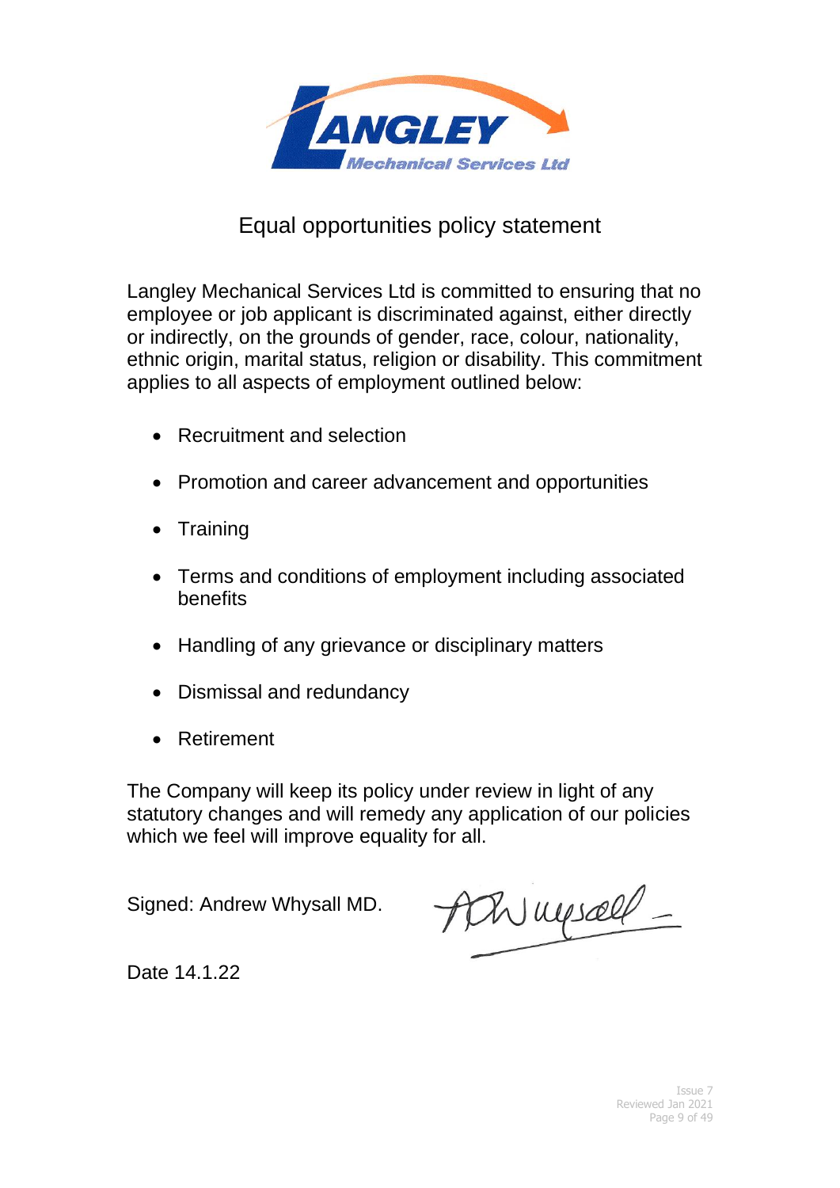# Equal opportunities policy statement

Langley Mechanical Services Ltd is committed to ensuring that no employee or job applicant is discriminated against, either directly or indirectly, on the grounds of gender, race, colour, nationality, ethnic origin, marital status, religion or disability. This commitment applies to all aspects of employment outlined below:

- Recruitment and selection
- Promotion and career advancement and opportunities
- Training
- Terms and conditions of employment including associated benefits
- Handling of any grievance or disciplinary matters
- Dismissal and redundancy
- Retirement

The Company will keep its policy under review in light of any statutory changes and will remedy any application of our policies which we feel will improve equality for all.

Signed: Andrew Whysall MD.

Date 14.1.22

Issue 7
Reviewed Jan 2021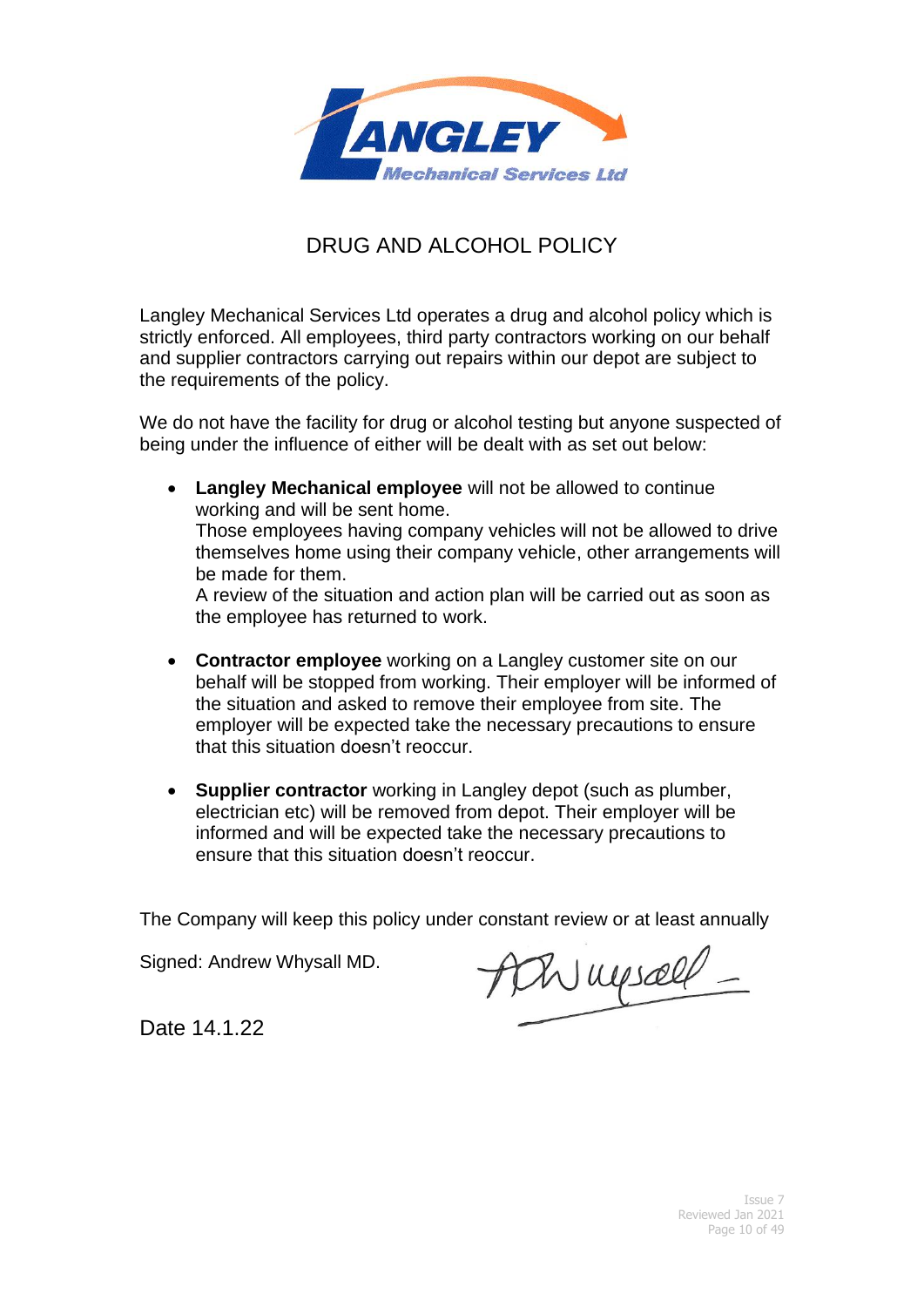# DRUG AND ALCOHOL POLICY

Langley Mechanical Services Ltd operates a drug and alcohol policy which is strictly enforced. All employees, third party contractors working on our behalf and supplier contractors carrying out repairs within our depot are subject to the requirements of the policy.

We do not have the facility for drug or alcohol testing but anyone suspected of being under the influence of either will be dealt with as set out below:

- **Langley Mechanical employee** will not be allowed to continue working and will be sent home.
  Those employees having company vehicles will not be allowed to drive themselves home using their company vehicle, other arrangements will be made for them.
  A review of the situation and action plan will be carried out as soon as the employee has returned to work.

- **Contractor employee** working on a Langley customer site on our behalf will be stopped from working. Their employer will be informed of the situation and asked to remove their employee from site. The employer will be expected take the necessary precautions to ensure that this situation doesn't reoccur.

- **Supplier contractor** working in Langley depot (such as plumber, electrician etc) will be removed from depot. Their employer will be informed and will be expected take the necessary precautions to ensure that this situation doesn't reoccur.

The Company will keep this policy under constant review or at least annually

Signed: Andrew Whysall MD.

Date 14.1.22

Issue 7
Reviewed Jan 2021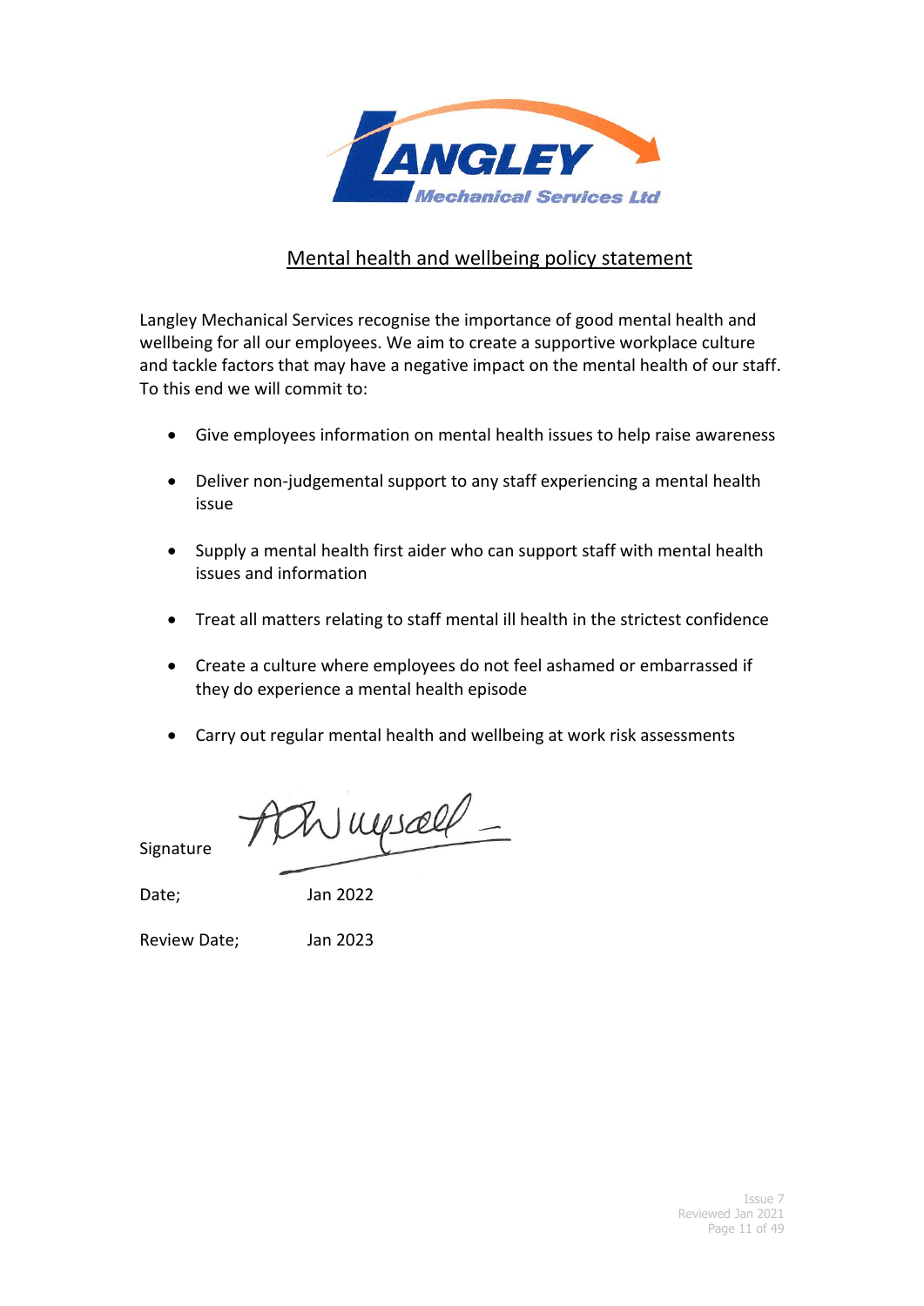## Mental health and wellbeing policy statement

Langley Mechanical Services recognise the importance of good mental health and wellbeing for all our employees. We aim to create a supportive workplace culture and tackle factors that may have a negative impact on the mental health of our staff. To this end we will commit to:

- Give employees information on mental health issues to help raise awareness
- Deliver non-judgemental support to any staff experiencing a mental health issue
- Supply a mental health first aider who can support staff with mental health issues and information
- Treat all matters relating to staff mental ill health in the strictest confidence
- Create a culture where employees do not feel ashamed or embarrassed if they do experience a mental health episode
- Carry out regular mental health and wellbeing at work risk assessments

Signature

Date; Jan 2022

Review Date; Jan 2023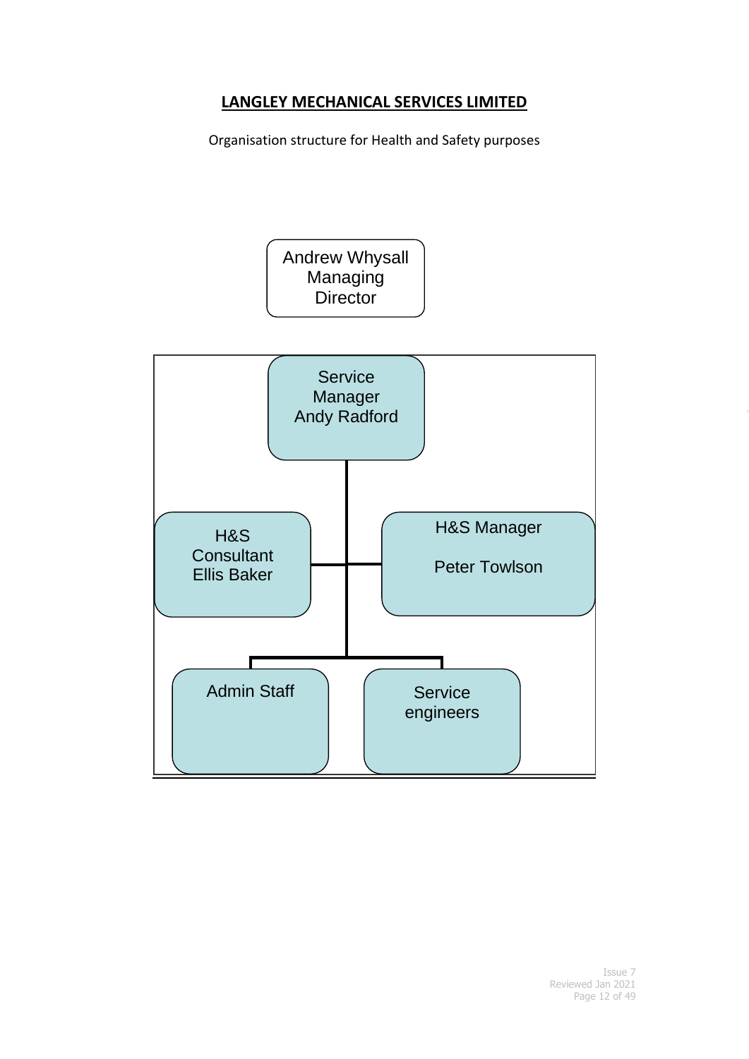**LANGLEY MECHANICAL SERVICES LIMITED**

Organisation structure for Health and Safety purposes

Andrew Whysall
Managing
Director

Service
Manager
Andy Radford

H&S
Consultant
Ellis Baker

H&S Manager

Peter Towlson

Admin Staff

Service
engineers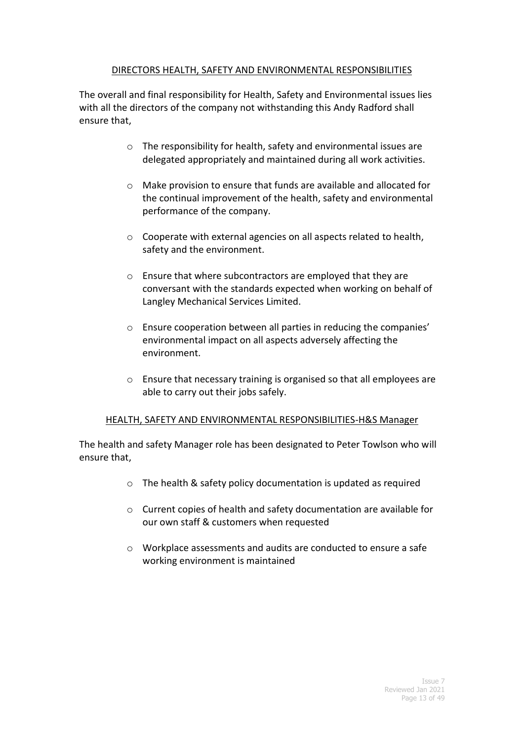## DIRECTORS HEALTH, SAFETY AND ENVIRONMENTAL RESPONSIBILITIES

The overall and final responsibility for Health, Safety and Environmental issues lies with all the directors of the company not withstanding this Andy Radford shall ensure that,

- The responsibility for health, safety and environmental issues are delegated appropriately and maintained during all work activities.
- Make provision to ensure that funds are available and allocated for the continual improvement of the health, safety and environmental performance of the company.
- Cooperate with external agencies on all aspects related to health, safety and the environment.
- Ensure that where subcontractors are employed that they are conversant with the standards expected when working on behalf of Langley Mechanical Services Limited.
- Ensure cooperation between all parties in reducing the companies' environmental impact on all aspects adversely affecting the environment.
- Ensure that necessary training is organised so that all employees are able to carry out their jobs safely.

## HEALTH, SAFETY AND ENVIRONMENTAL RESPONSIBILITIES-H&S Manager

The health and safety Manager role has been designated to Peter Towlson who will ensure that,

- The health & safety policy documentation is updated as required
- Current copies of health and safety documentation are available for our own staff & customers when requested
- Workplace assessments and audits are conducted to ensure a safe working environment is maintained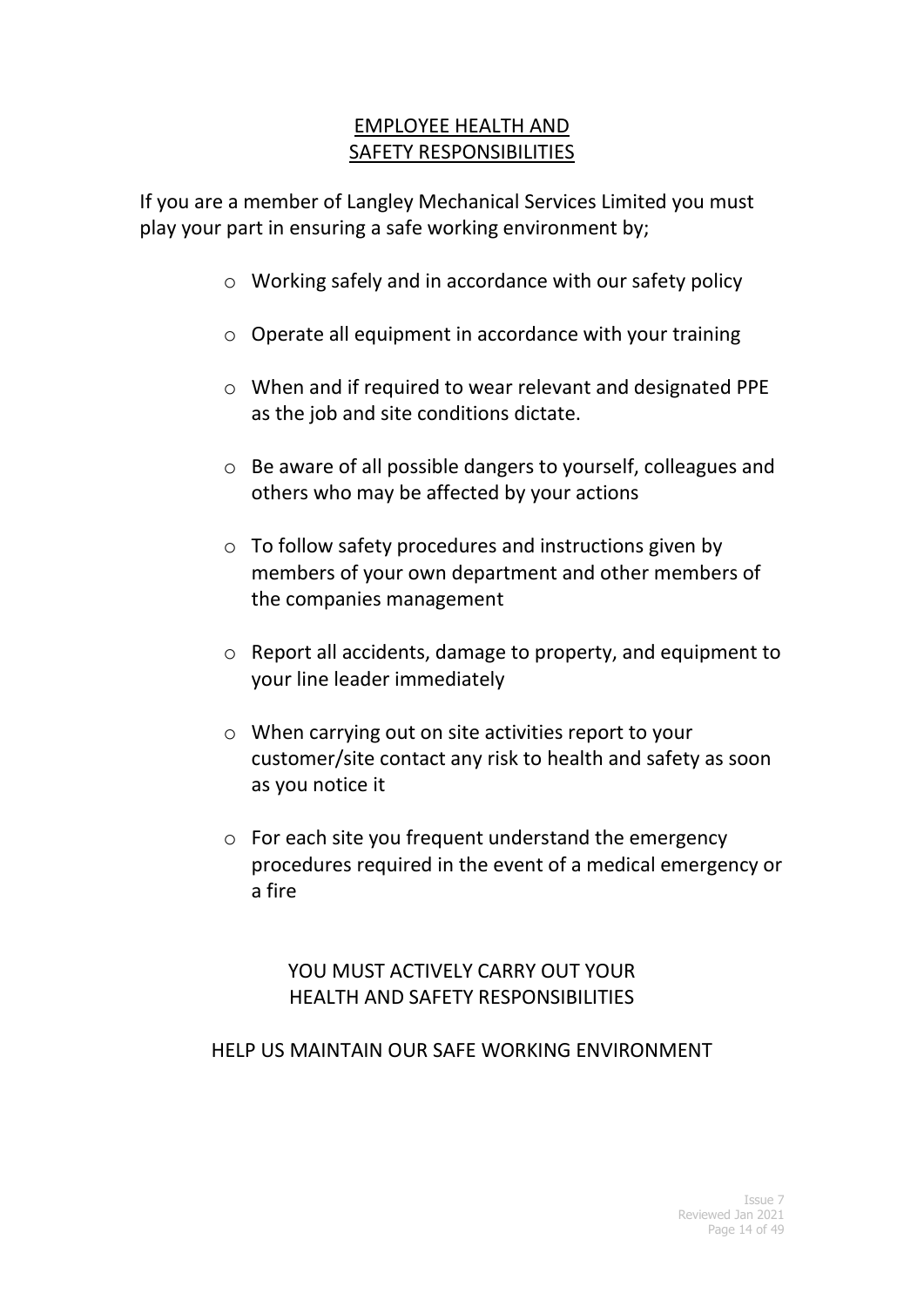## EMPLOYEE HEALTH AND SAFETY RESPONSIBILITIES

If you are a member of Langley Mechanical Services Limited you must play your part in ensuring a safe working environment by;

- Working safely and in accordance with our safety policy
- Operate all equipment in accordance with your training
- When and if required to wear relevant and designated PPE as the job and site conditions dictate.
- Be aware of all possible dangers to yourself, colleagues and others who may be affected by your actions
- To follow safety procedures and instructions given by members of your own department and other members of the companies management
- Report all accidents, damage to property, and equipment to your line leader immediately
- When carrying out on site activities report to your customer/site contact any risk to health and safety as soon as you notice it
- For each site you frequent understand the emergency procedures required in the event of a medical emergency or a fire

YOU MUST ACTIVELY CARRY OUT YOUR HEALTH AND SAFETY RESPONSIBILITIES

HELP US MAINTAIN OUR SAFE WORKING ENVIRONMENT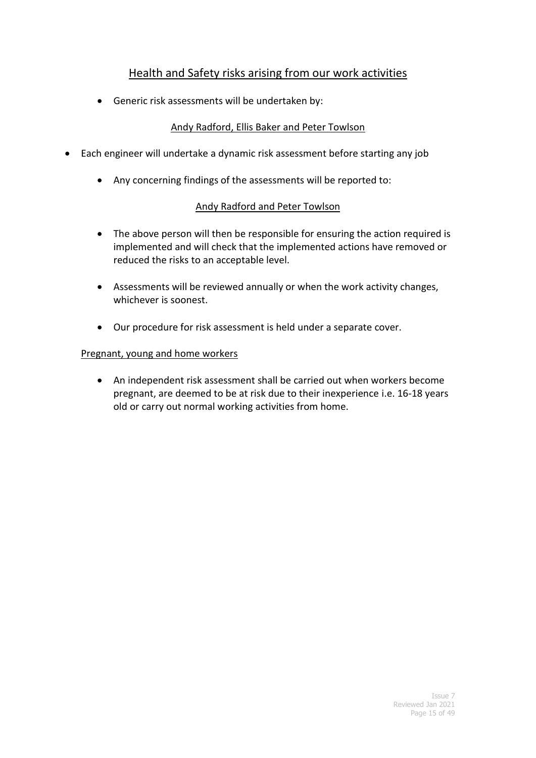## Health and Safety risks arising from our work activities

- Generic risk assessments will be undertaken by:

  Andy Radford, Ellis Baker and Peter Towlson

- Each engineer will undertake a dynamic risk assessment before starting any job

  - Any concerning findings of the assessments will be reported to:

    Andy Radford and Peter Towlson

  - The above person will then be responsible for ensuring the action required is implemented and will check that the implemented actions have removed or reduced the risks to an acceptable level.

  - Assessments will be reviewed annually or when the work activity changes, whichever is soonest.

  - Our procedure for risk assessment is held under a separate cover.

### Pregnant, young and home workers

- An independent risk assessment shall be carried out when workers become pregnant, are deemed to be at risk due to their inexperience i.e. 16-18 years old or carry out normal working activities from home.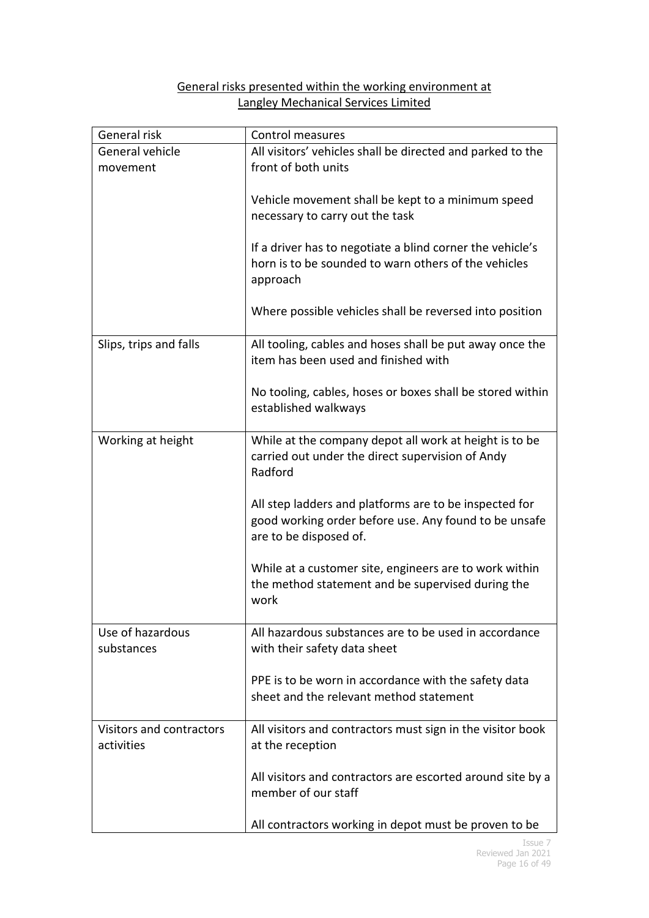General risks presented within the working environment at Langley Mechanical Services Limited

| General risk | Control measures |
|---|---|
| General vehicle movement | All visitors' vehicles shall be directed and parked to the front of both units<br><br>Vehicle movement shall be kept to a minimum speed necessary to carry out the task<br><br>If a driver has to negotiate a blind corner the vehicle's horn is to be sounded to warn others of the vehicles approach<br><br>Where possible vehicles shall be reversed into position |
| Slips, trips and falls | All tooling, cables and hoses shall be put away once the item has been used and finished with<br><br>No tooling, cables, hoses or boxes shall be stored within established walkways |
| Working at height | While at the company depot all work at height is to be carried out under the direct supervision of Andy Radford<br><br>All step ladders and platforms are to be inspected for good working order before use. Any found to be unsafe are to be disposed of.<br><br>While at a customer site, engineers are to work within the method statement and be supervised during the work |
| Use of hazardous substances | All hazardous substances are to be used in accordance with their safety data sheet<br><br>PPE is to be worn in accordance with the safety data sheet and the relevant method statement |
| Visitors and contractors activities | All visitors and contractors must sign in the visitor book at the reception<br><br>All visitors and contractors are escorted around site by a member of our staff<br><br>All contractors working in depot must be proven to be |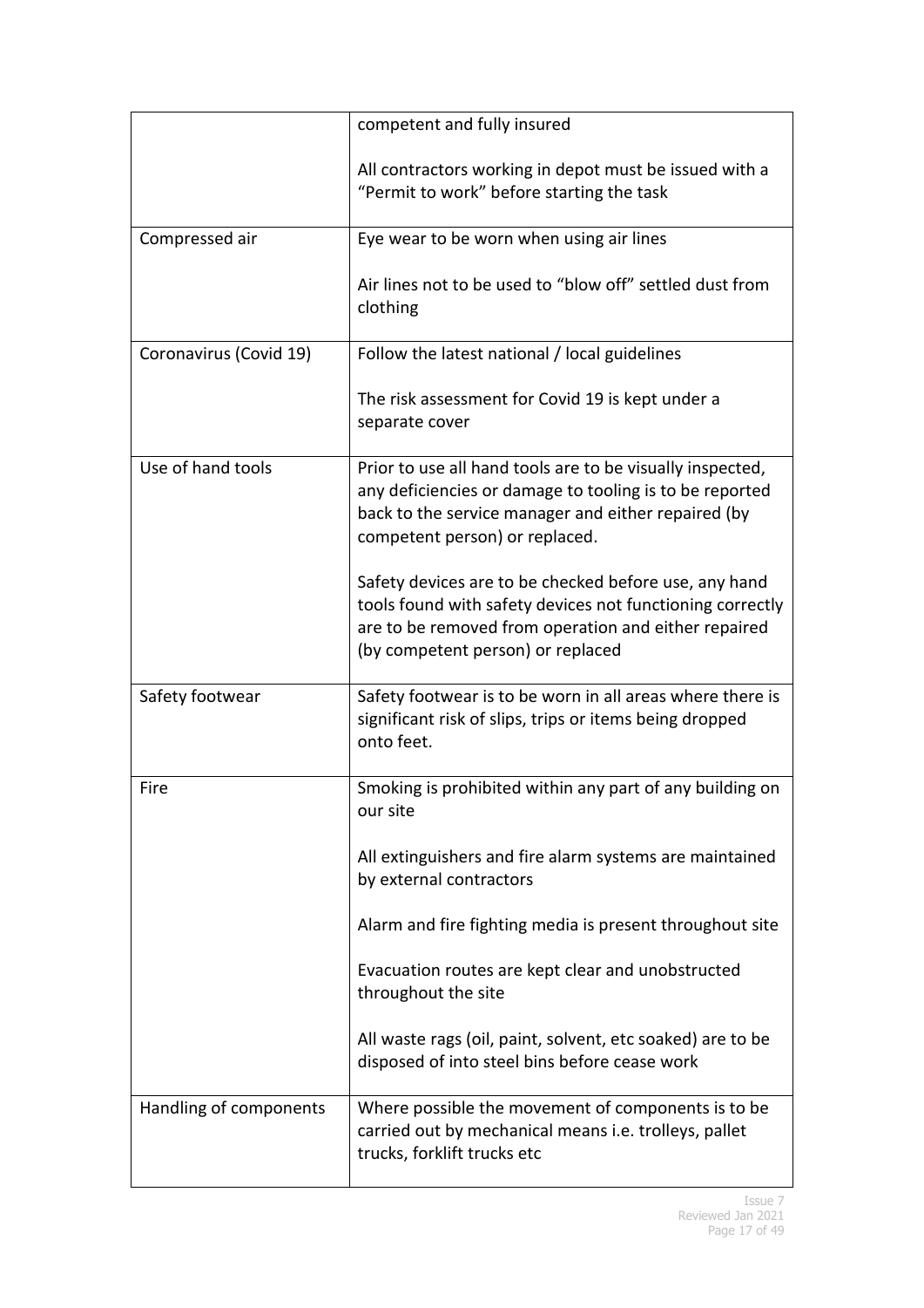| | |
|---|---|
| | competent and fully insured<br><br>All contractors working in depot must be issued with a "Permit to work" before starting the task |
| Compressed air | Eye wear to be worn when using air lines<br><br>Air lines not to be used to "blow off" settled dust from clothing |
| Coronavirus (Covid 19) | Follow the latest national / local guidelines<br><br>The risk assessment for Covid 19 is kept under a separate cover |
| Use of hand tools | Prior to use all hand tools are to be visually inspected, any deficiencies or damage to tooling is to be reported back to the service manager and either repaired (by competent person) or replaced.<br><br>Safety devices are to be checked before use, any hand tools found with safety devices not functioning correctly are to be removed from operation and either repaired (by competent person) or replaced |
| Safety footwear | Safety footwear is to be worn in all areas where there is significant risk of slips, trips or items being dropped onto feet. |
| Fire | Smoking is prohibited within any part of any building on our site<br><br>All extinguishers and fire alarm systems are maintained by external contractors<br><br>Alarm and fire fighting media is present throughout site<br><br>Evacuation routes are kept clear and unobstructed throughout the site<br><br>All waste rags (oil, paint, solvent, etc soaked) are to be disposed of into steel bins before cease work |
| Handling of components | Where possible the movement of components is to be carried out by mechanical means i.e. trolleys, pallet trucks, forklift trucks etc |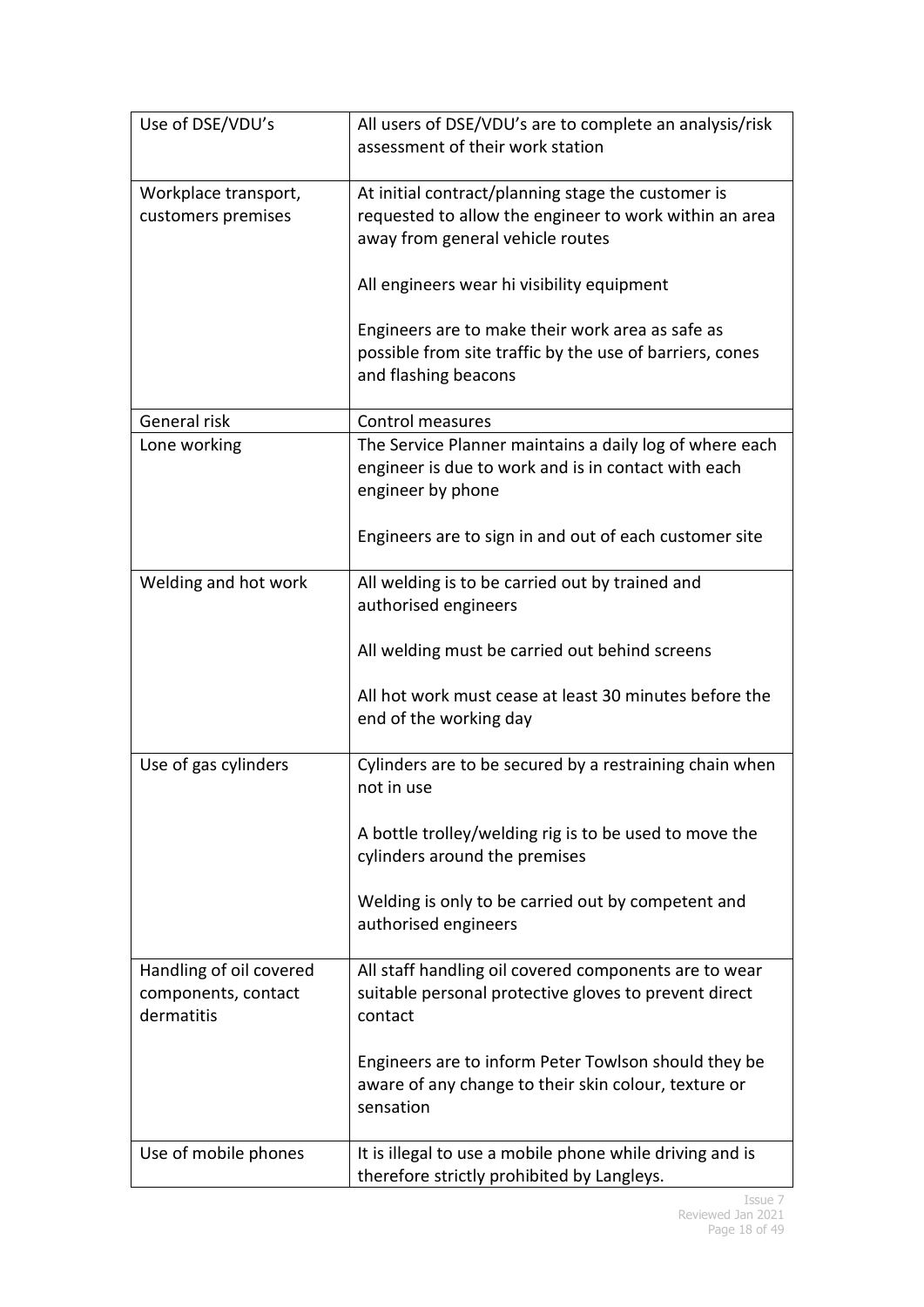| | |
|---|---|
| Use of DSE/VDU's | All users of DSE/VDU's are to complete an analysis/risk assessment of their work station |
| Workplace transport, customers premises | At initial contract/planning stage the customer is requested to allow the engineer to work within an area away from general vehicle routes<br><br>All engineers wear hi visibility equipment<br><br>Engineers are to make their work area as safe as possible from site traffic by the use of barriers, cones and flashing beacons |
| General risk | Control measures |
| Lone working | The Service Planner maintains a daily log of where each engineer is due to work and is in contact with each engineer by phone<br><br>Engineers are to sign in and out of each customer site |
| Welding and hot work | All welding is to be carried out by trained and authorised engineers<br><br>All welding must be carried out behind screens<br><br>All hot work must cease at least 30 minutes before the end of the working day |
| Use of gas cylinders | Cylinders are to be secured by a restraining chain when not in use<br><br>A bottle trolley/welding rig is to be used to move the cylinders around the premises<br><br>Welding is only to be carried out by competent and authorised engineers |
| Handling of oil covered components, contact dermatitis | All staff handling oil covered components are to wear suitable personal protective gloves to prevent direct contact<br><br>Engineers are to inform Peter Towlson should they be aware of any change to their skin colour, texture or sensation |
| Use of mobile phones | It is illegal to use a mobile phone while driving and is therefore strictly prohibited by Langleys. |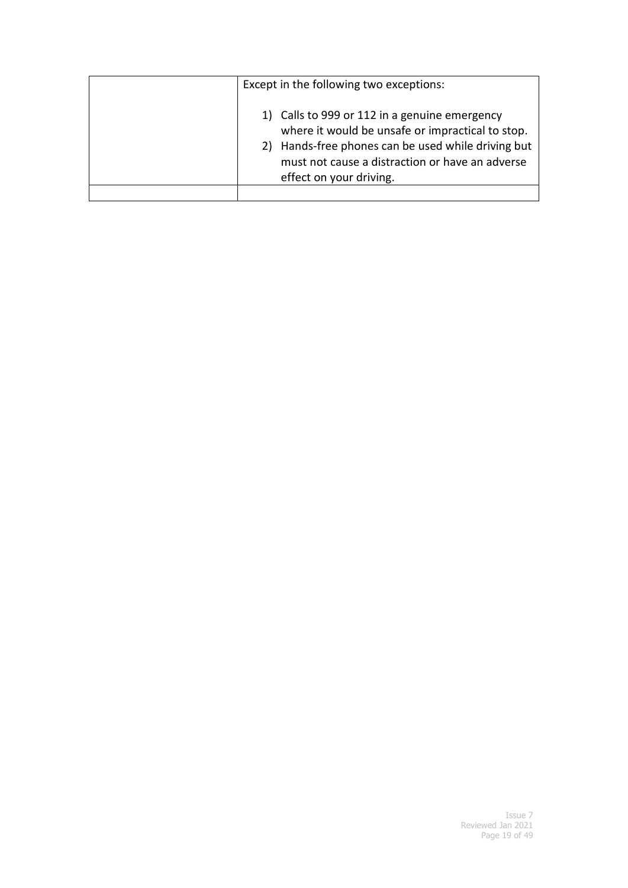| | |
|---|---|
| | Except in the following two exceptions:<br><br>1) Calls to 999 or 112 in a genuine emergency where it would be unsafe or impractical to stop.<br>2) Hands-free phones can be used while driving but must not cause a distraction or have an adverse effect on your driving. |
| | |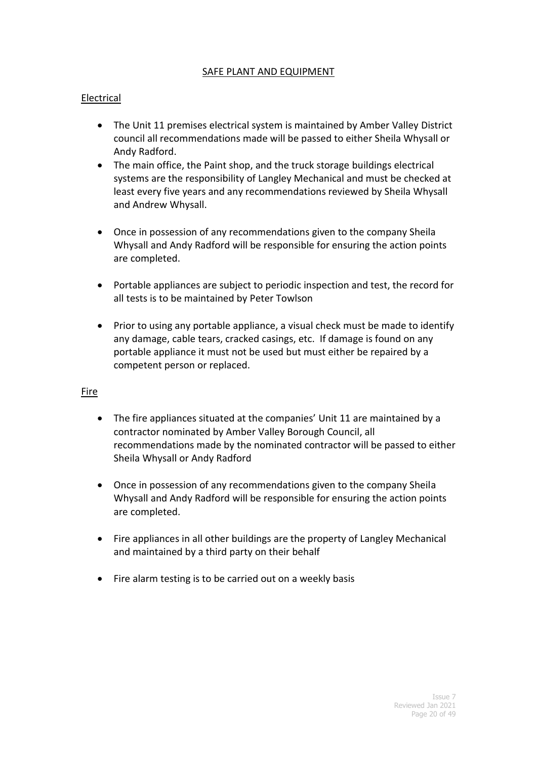# SAFE PLANT AND EQUIPMENT

## Electrical

- The Unit 11 premises electrical system is maintained by Amber Valley District council all recommendations made will be passed to either Sheila Whysall or Andy Radford.
- The main office, the Paint shop, and the truck storage buildings electrical systems are the responsibility of Langley Mechanical and must be checked at least every five years and any recommendations reviewed by Sheila Whysall and Andrew Whysall.
- Once in possession of any recommendations given to the company Sheila Whysall and Andy Radford will be responsible for ensuring the action points are completed.
- Portable appliances are subject to periodic inspection and test, the record for all tests is to be maintained by Peter Towlson
- Prior to using any portable appliance, a visual check must be made to identify any damage, cable tears, cracked casings, etc. If damage is found on any portable appliance it must not be used but must either be repaired by a competent person or replaced.

## Fire

- The fire appliances situated at the companies' Unit 11 are maintained by a contractor nominated by Amber Valley Borough Council, all recommendations made by the nominated contractor will be passed to either Sheila Whysall or Andy Radford
- Once in possession of any recommendations given to the company Sheila Whysall and Andy Radford will be responsible for ensuring the action points are completed.
- Fire appliances in all other buildings are the property of Langley Mechanical and maintained by a third party on their behalf
- Fire alarm testing is to be carried out on a weekly basis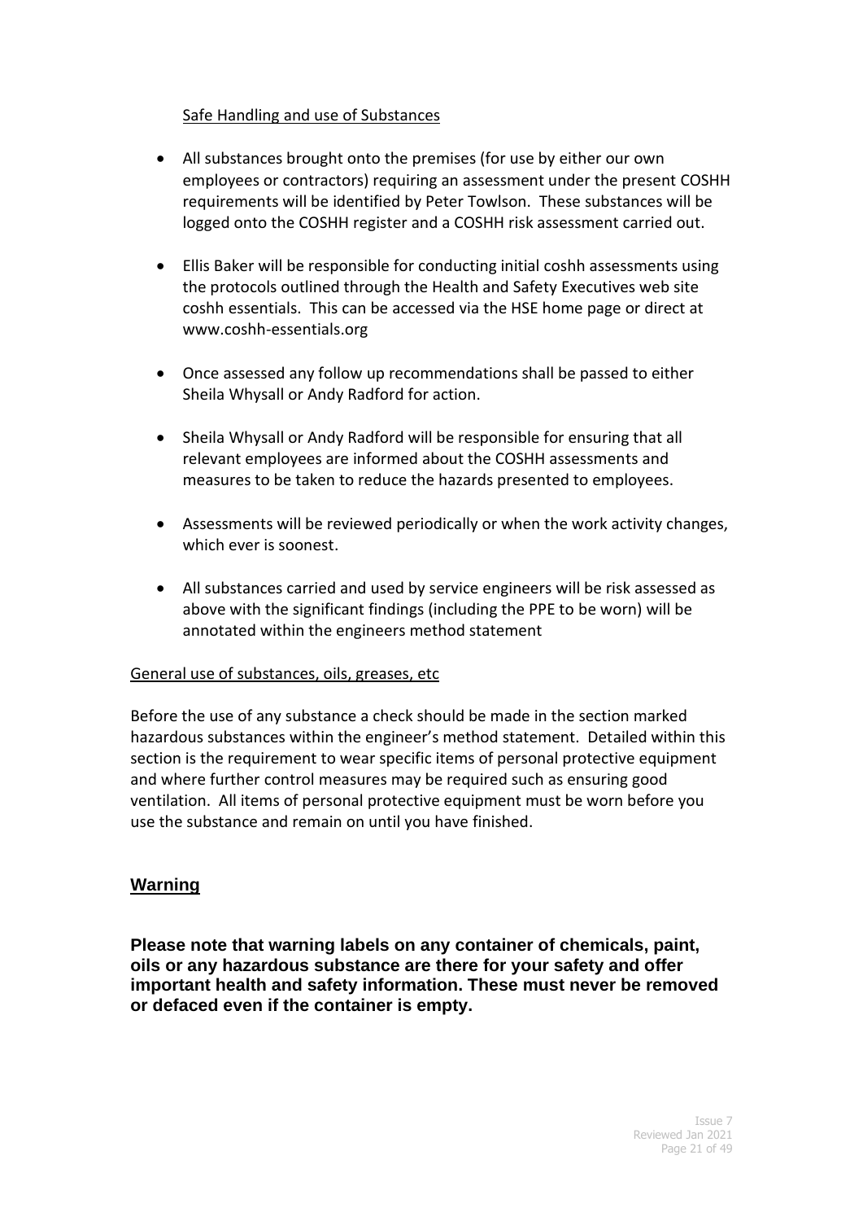<u>Safe Handling and use of Substances</u>

- All substances brought onto the premises (for use by either our own employees or contractors) requiring an assessment under the present COSHH requirements will be identified by Peter Towlson. These substances will be logged onto the COSHH register and a COSHH risk assessment carried out.

- Ellis Baker will be responsible for conducting initial coshh assessments using the protocols outlined through the Health and Safety Executives web site coshh essentials. This can be accessed via the HSE home page or direct at www.coshh-essentials.org

- Once assessed any follow up recommendations shall be passed to either Sheila Whysall or Andy Radford for action.

- Sheila Whysall or Andy Radford will be responsible for ensuring that all relevant employees are informed about the COSHH assessments and measures to be taken to reduce the hazards presented to employees.

- Assessments will be reviewed periodically or when the work activity changes, which ever is soonest.

- All substances carried and used by service engineers will be risk assessed as above with the significant findings (including the PPE to be worn) will be annotated within the engineers method statement

<u>General use of substances, oils, greases, etc</u>

Before the use of any substance a check should be made in the section marked hazardous substances within the engineer's method statement. Detailed within this section is the requirement to wear specific items of personal protective equipment and where further control measures may be required such as ensuring good ventilation. All items of personal protective equipment must be worn before you use the substance and remain on until you have finished.

**<u>Warning</u>**

**Please note that warning labels on any container of chemicals, paint, oils or any hazardous substance are there for your safety and offer important health and safety information. These must never be removed or defaced even if the container is empty.**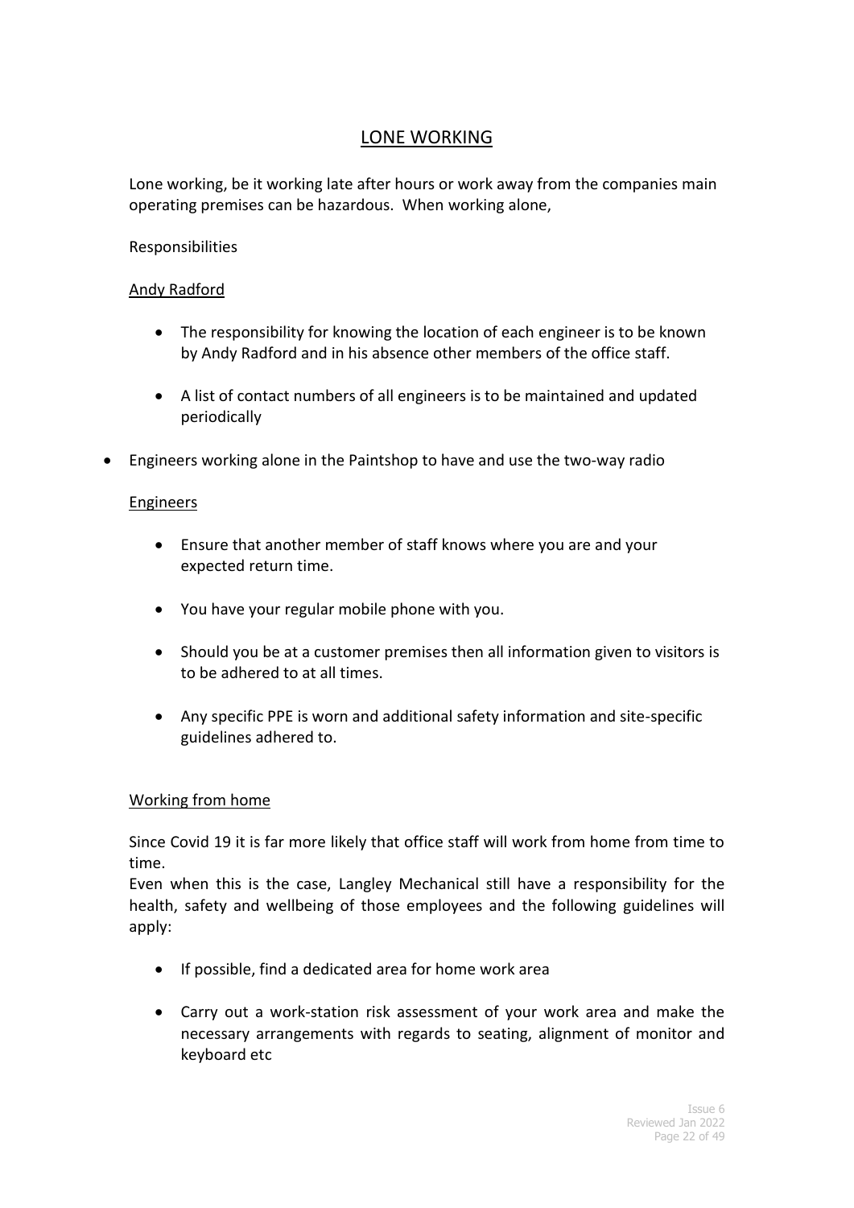## LONE WORKING

Lone working, be it working late after hours or work away from the companies main operating premises can be hazardous. When working alone,

Responsibilities

Andy Radford

- The responsibility for knowing the location of each engineer is to be known by Andy Radford and in his absence other members of the office staff.
- A list of contact numbers of all engineers is to be maintained and updated periodically

- Engineers working alone in the Paintshop to have and use the two-way radio

Engineers

- Ensure that another member of staff knows where you are and your expected return time.
- You have your regular mobile phone with you.
- Should you be at a customer premises then all information given to visitors is to be adhered to at all times.
- Any specific PPE is worn and additional safety information and site-specific guidelines adhered to.

Working from home

Since Covid 19 it is far more likely that office staff will work from home from time to time.
Even when this is the case, Langley Mechanical still have a responsibility for the health, safety and wellbeing of those employees and the following guidelines will apply:

- If possible, find a dedicated area for home work area
- Carry out a work-station risk assessment of your work area and make the necessary arrangements with regards to seating, alignment of monitor and keyboard etc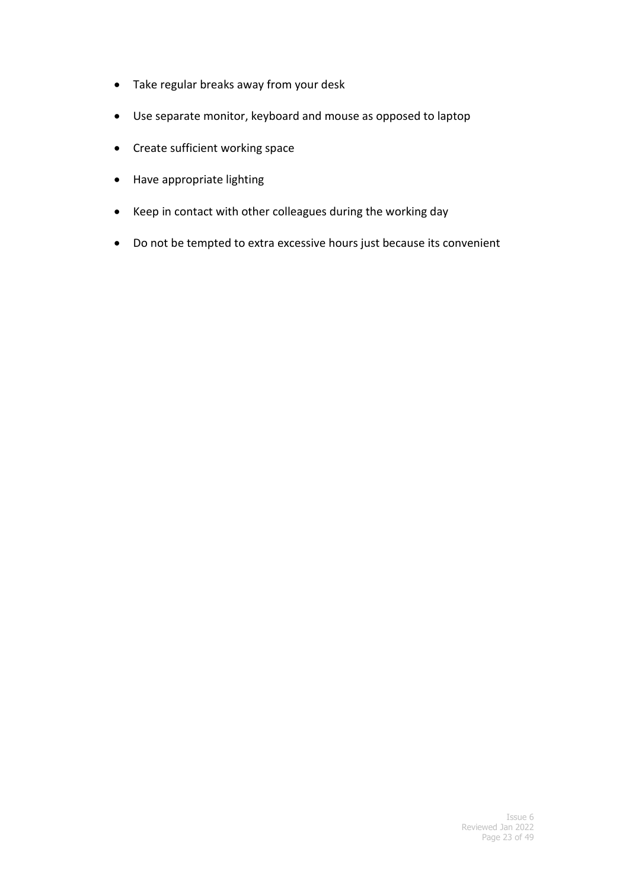- Take regular breaks away from your desk
- Use separate monitor, keyboard and mouse as opposed to laptop
- Create sufficient working space
- Have appropriate lighting
- Keep in contact with other colleagues during the working day
- Do not be tempted to extra excessive hours just because its convenient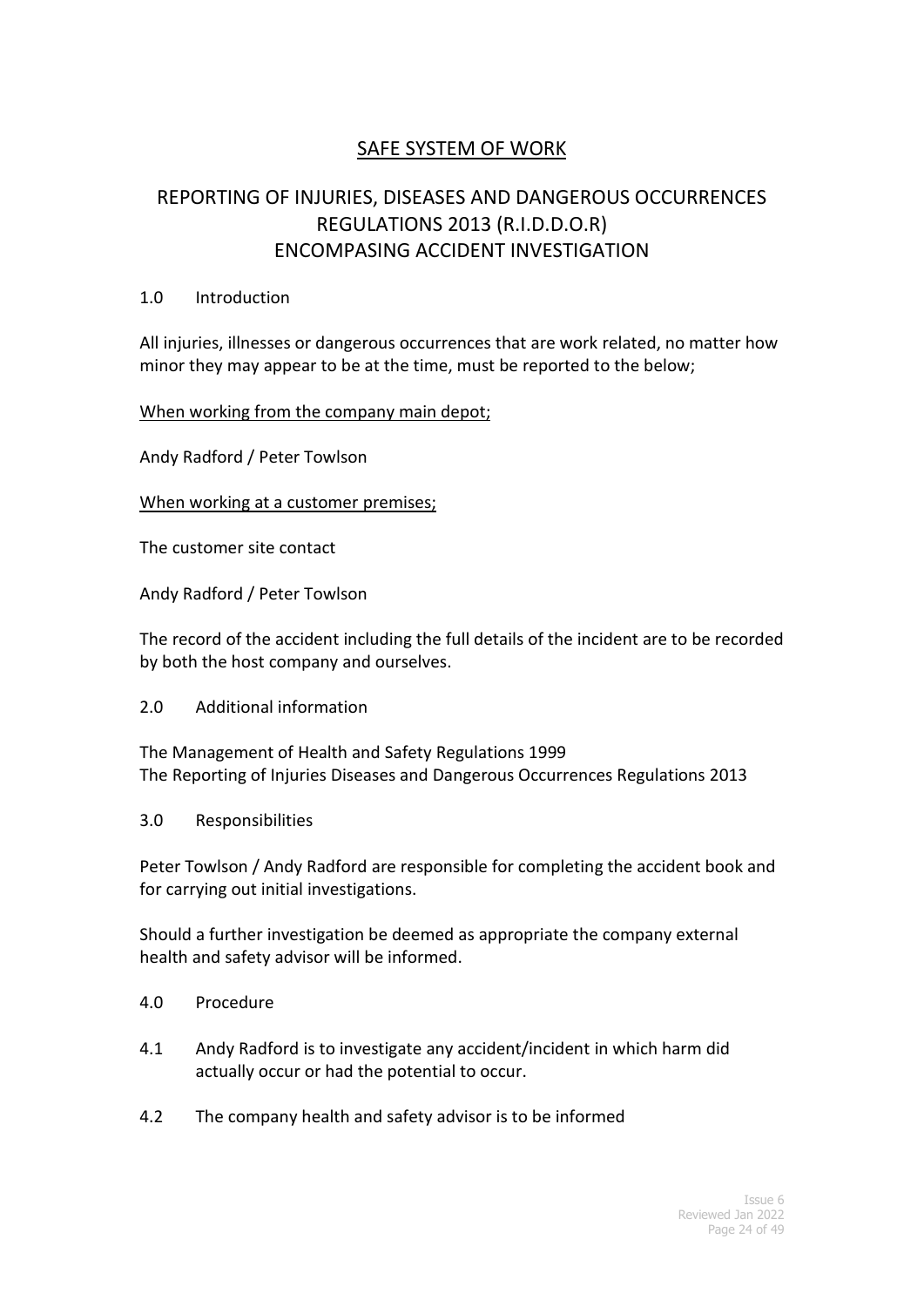# SAFE SYSTEM OF WORK

## REPORTING OF INJURIES, DISEASES AND DANGEROUS OCCURRENCES REGULATIONS 2013 (R.I.D.D.O.R) ENCOMPASING ACCIDENT INVESTIGATION

### 1.0 Introduction

All injuries, illnesses or dangerous occurrences that are work related, no matter how minor they may appear to be at the time, must be reported to the below;

When working from the company main depot;

Andy Radford / Peter Towlson

When working at a customer premises;

The customer site contact

Andy Radford / Peter Towlson

The record of the accident including the full details of the incident are to be recorded by both the host company and ourselves.

### 2.0 Additional information

The Management of Health and Safety Regulations 1999
The Reporting of Injuries Diseases and Dangerous Occurrences Regulations 2013

### 3.0 Responsibilities

Peter Towlson / Andy Radford are responsible for completing the accident book and for carrying out initial investigations.

Should a further investigation be deemed as appropriate the company external health and safety advisor will be informed.

### 4.0 Procedure

4.1 Andy Radford is to investigate any accident/incident in which harm did actually occur or had the potential to occur.

4.2 The company health and safety advisor is to be informed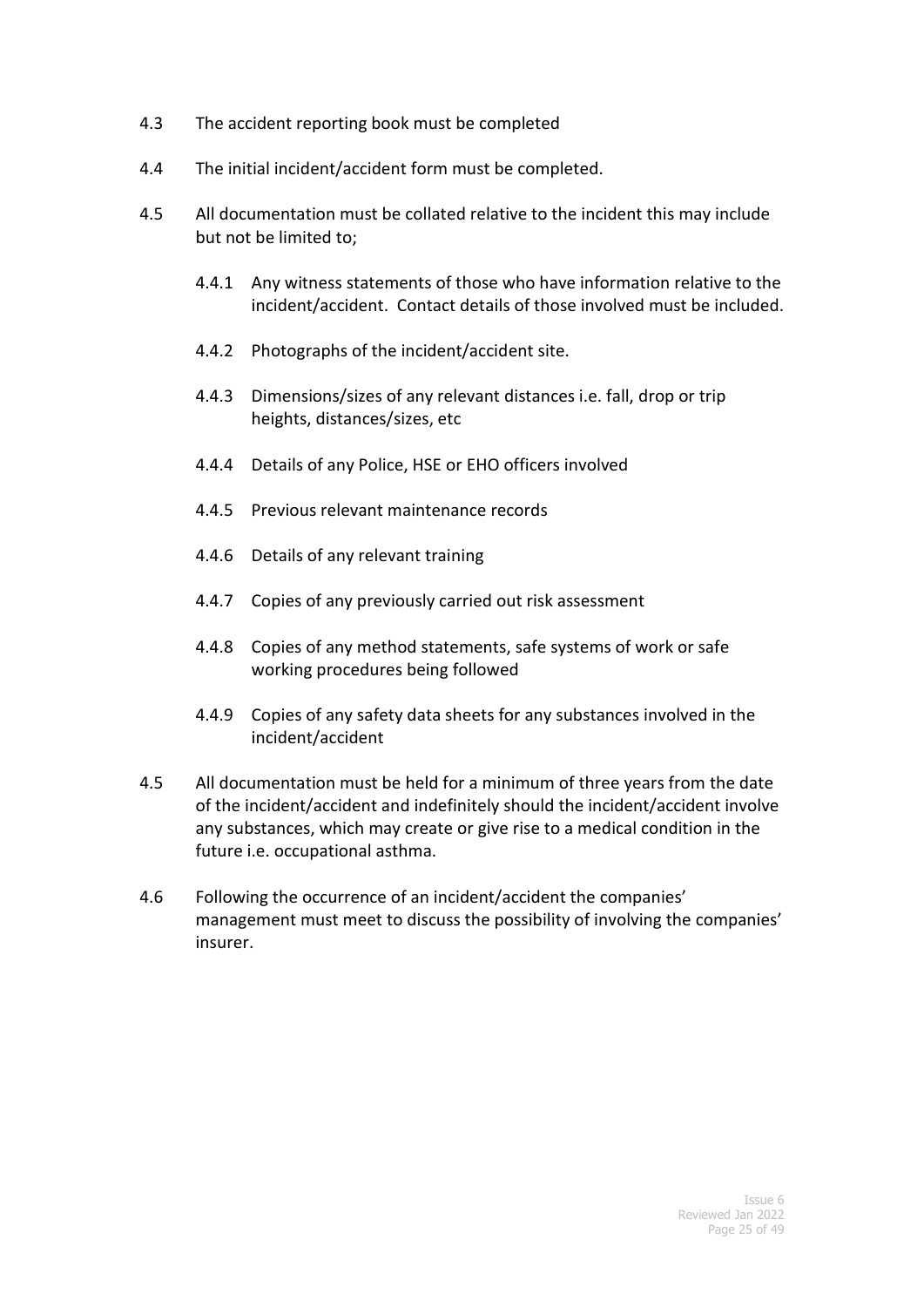4.3 The accident reporting book must be completed

4.4 The initial incident/accident form must be completed.

4.5 All documentation must be collated relative to the incident this may include but not be limited to;

  4.4.1 Any witness statements of those who have information relative to the incident/accident. Contact details of those involved must be included.

  4.4.2 Photographs of the incident/accident site.

  4.4.3 Dimensions/sizes of any relevant distances i.e. fall, drop or trip heights, distances/sizes, etc

  4.4.4 Details of any Police, HSE or EHO officers involved

  4.4.5 Previous relevant maintenance records

  4.4.6 Details of any relevant training

  4.4.7 Copies of any previously carried out risk assessment

  4.4.8 Copies of any method statements, safe systems of work or safe working procedures being followed

  4.4.9 Copies of any safety data sheets for any substances involved in the incident/accident

4.5 All documentation must be held for a minimum of three years from the date of the incident/accident and indefinitely should the incident/accident involve any substances, which may create or give rise to a medical condition in the future i.e. occupational asthma.

4.6 Following the occurrence of an incident/accident the companies' management must meet to discuss the possibility of involving the companies' insurer.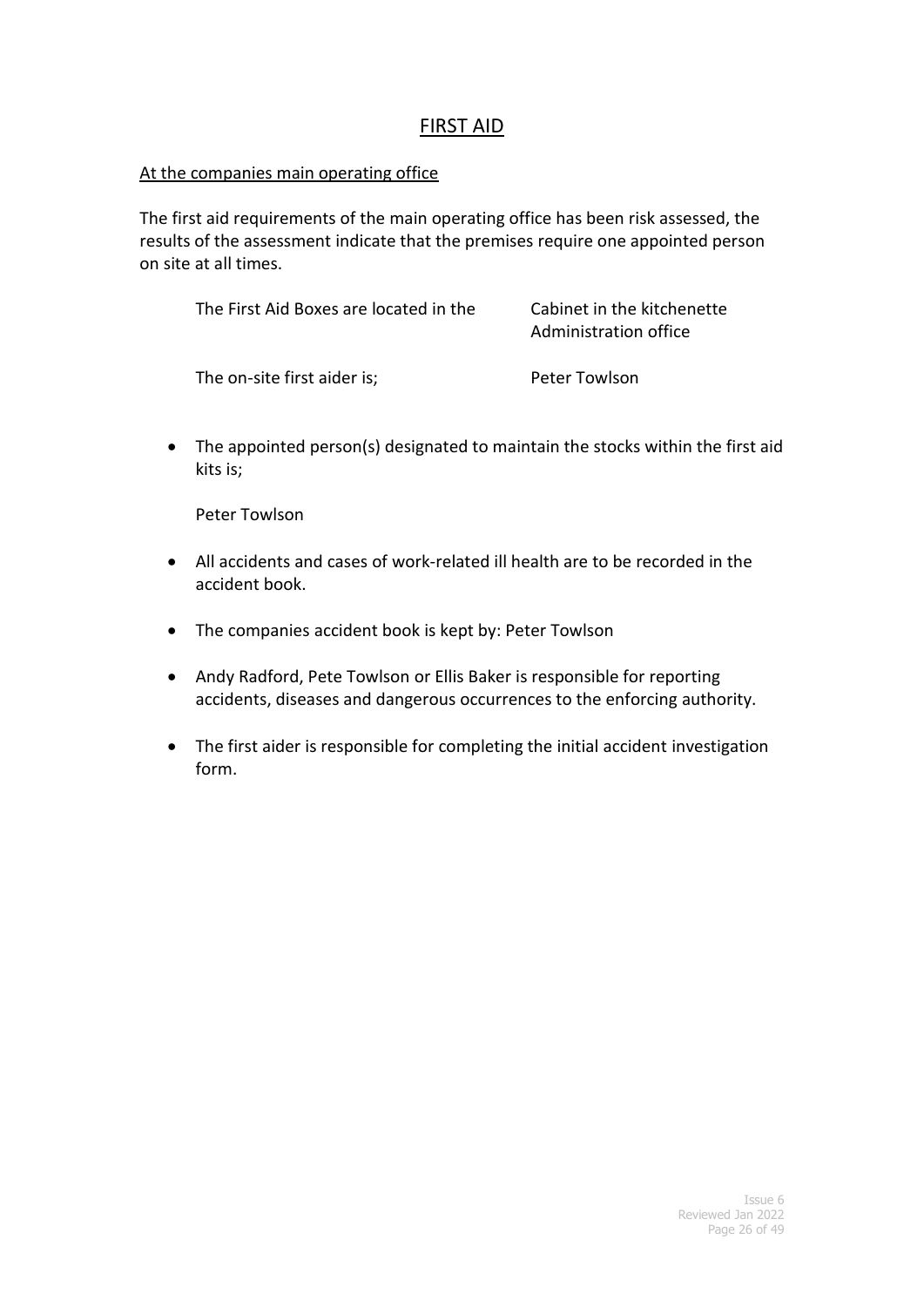# FIRST AID

At the companies main operating office

The first aid requirements of the main operating office has been risk assessed, the results of the assessment indicate that the premises require one appointed person on site at all times.

| | |
|---|---|
| The First Aid Boxes are located in the | Cabinet in the kitchenette Administration office |
| The on-site first aider is; | Peter Towlson |

- The appointed person(s) designated to maintain the stocks within the first aid kits is;

  Peter Towlson

- All accidents and cases of work-related ill health are to be recorded in the accident book.
- The companies accident book is kept by: Peter Towlson
- Andy Radford, Pete Towlson or Ellis Baker is responsible for reporting accidents, diseases and dangerous occurrences to the enforcing authority.
- The first aider is responsible for completing the initial accident investigation form.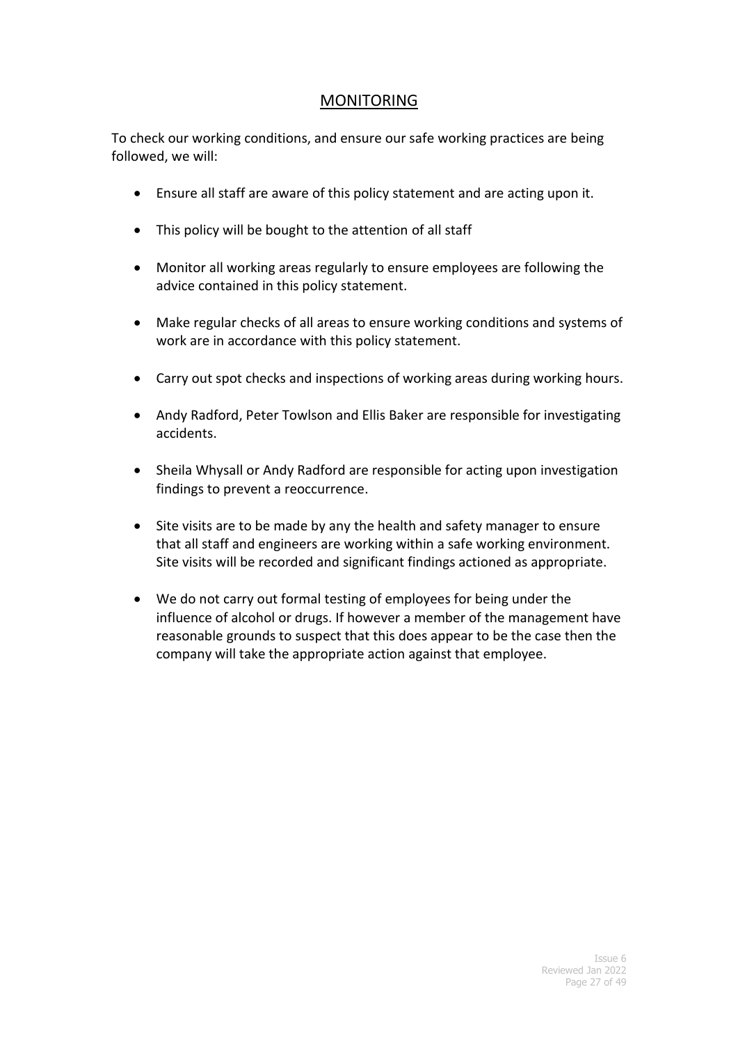## MONITORING

To check our working conditions, and ensure our safe working practices are being followed, we will:

- Ensure all staff are aware of this policy statement and are acting upon it.
- This policy will be bought to the attention of all staff
- Monitor all working areas regularly to ensure employees are following the advice contained in this policy statement.
- Make regular checks of all areas to ensure working conditions and systems of work are in accordance with this policy statement.
- Carry out spot checks and inspections of working areas during working hours.
- Andy Radford, Peter Towlson and Ellis Baker are responsible for investigating accidents.
- Sheila Whysall or Andy Radford are responsible for acting upon investigation findings to prevent a reoccurrence.
- Site visits are to be made by any the health and safety manager to ensure that all staff and engineers are working within a safe working environment. Site visits will be recorded and significant findings actioned as appropriate.
- We do not carry out formal testing of employees for being under the influence of alcohol or drugs. If however a member of the management have reasonable grounds to suspect that this does appear to be the case then the company will take the appropriate action against that employee.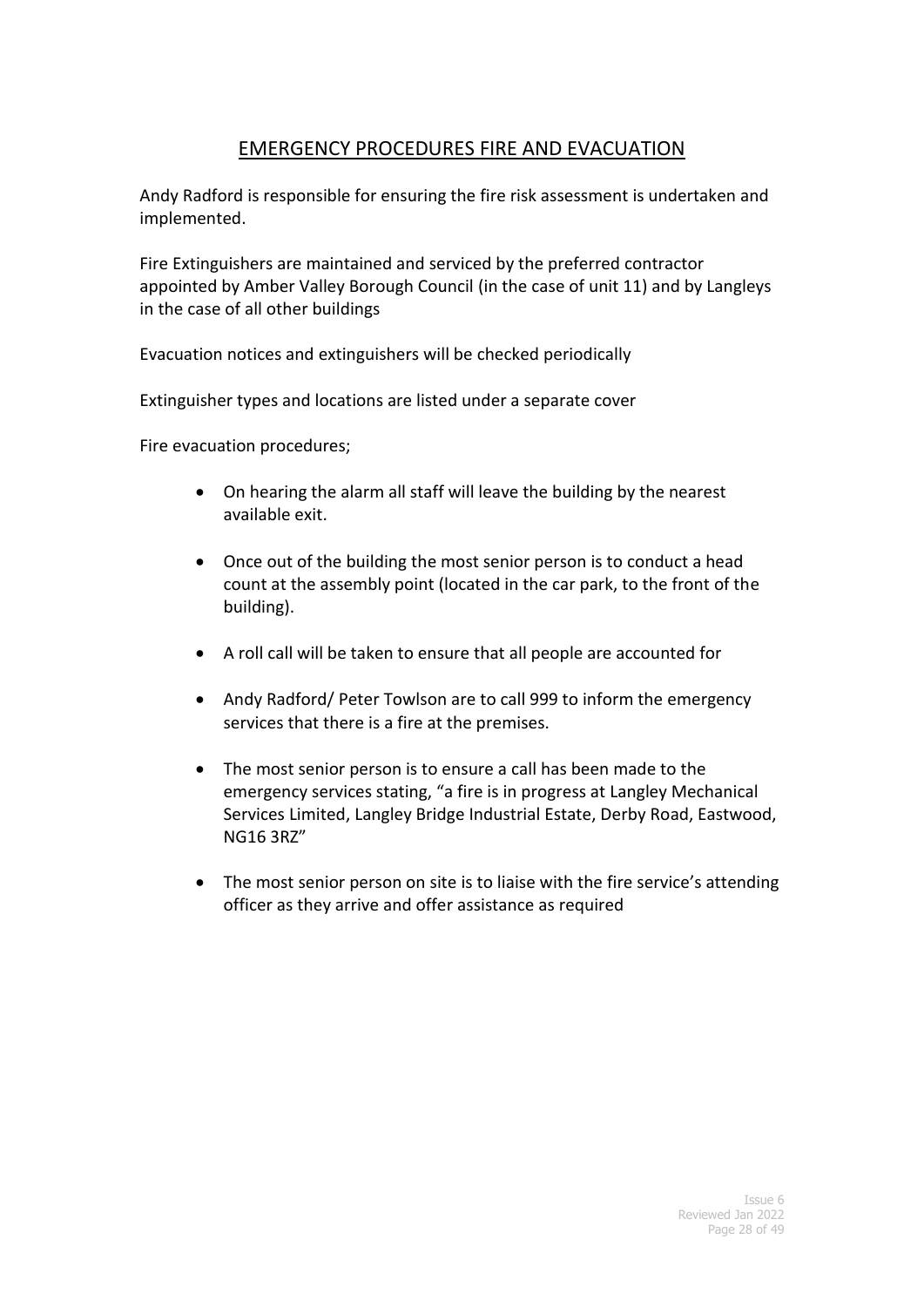# EMERGENCY PROCEDURES FIRE AND EVACUATION

Andy Radford is responsible for ensuring the fire risk assessment is undertaken and implemented.

Fire Extinguishers are maintained and serviced by the preferred contractor appointed by Amber Valley Borough Council (in the case of unit 11) and by Langleys in the case of all other buildings

Evacuation notices and extinguishers will be checked periodically

Extinguisher types and locations are listed under a separate cover

Fire evacuation procedures;

- On hearing the alarm all staff will leave the building by the nearest available exit.
- Once out of the building the most senior person is to conduct a head count at the assembly point (located in the car park, to the front of the building).
- A roll call will be taken to ensure that all people are accounted for
- Andy Radford/ Peter Towlson are to call 999 to inform the emergency services that there is a fire at the premises.
- The most senior person is to ensure a call has been made to the emergency services stating, "a fire is in progress at Langley Mechanical Services Limited, Langley Bridge Industrial Estate, Derby Road, Eastwood, NG16 3RZ"
- The most senior person on site is to liaise with the fire service's attending officer as they arrive and offer assistance as required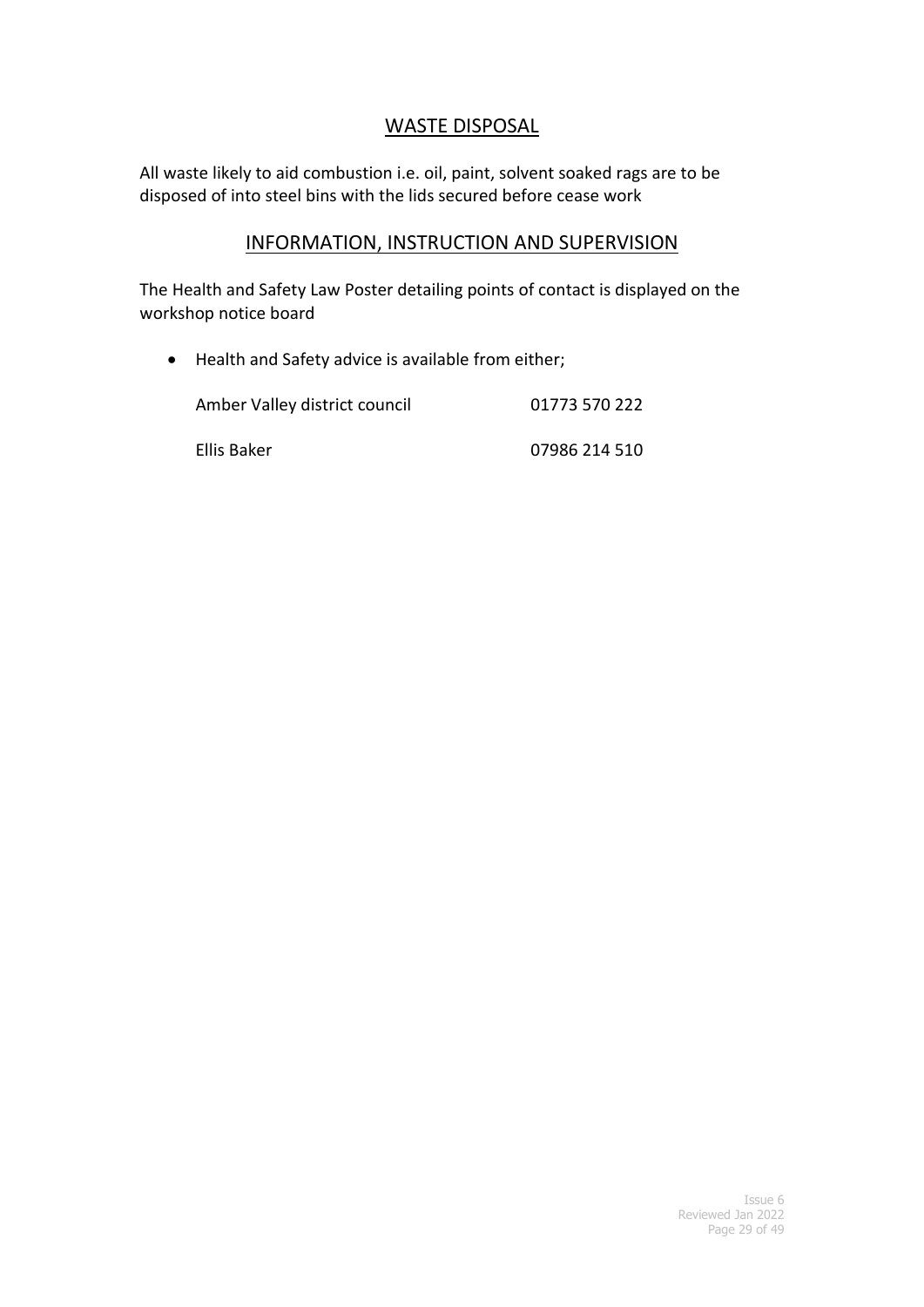## WASTE DISPOSAL

All waste likely to aid combustion i.e. oil, paint, solvent soaked rags are to be disposed of into steel bins with the lids secured before cease work

## INFORMATION, INSTRUCTION AND SUPERVISION

The Health and Safety Law Poster detailing points of contact is displayed on the workshop notice board

- Health and Safety advice is available from either;

| | |
|---|---|
| Amber Valley district council | 01773 570 222 |
| Ellis Baker | 07986 214 510 |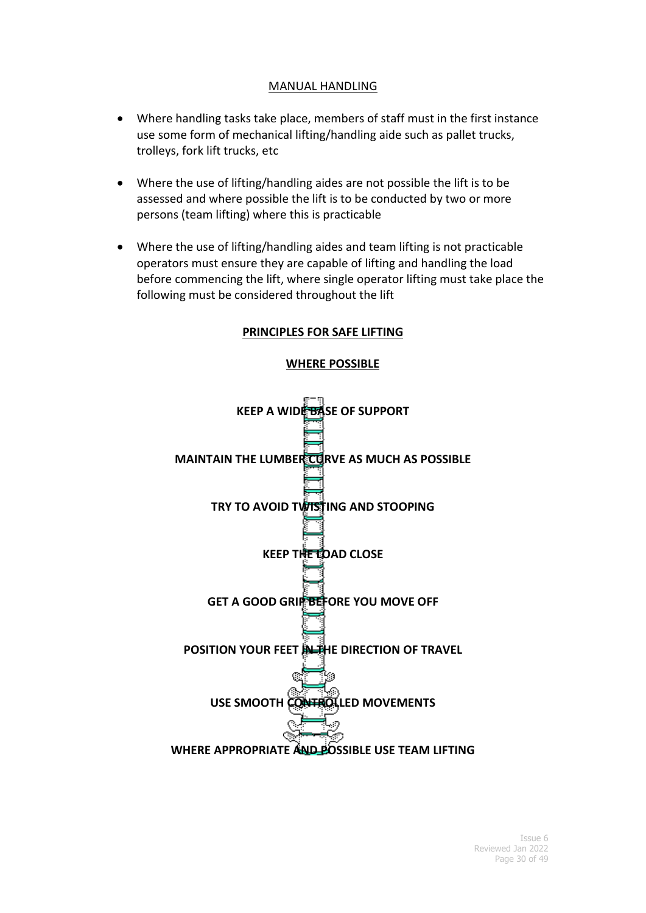MANUAL HANDLING

- Where handling tasks take place, members of staff must in the first instance use some form of mechanical lifting/handling aide such as pallet trucks, trolleys, fork lift trucks, etc

- Where the use of lifting/handling aides are not possible the lift is to be assessed and where possible the lift is to be conducted by two or more persons (team lifting) where this is practicable

- Where the use of lifting/handling aides and team lifting is not practicable operators must ensure they are capable of lifting and handling the load before commencing the lift, where single operator lifting must take place the following must be considered throughout the lift

**PRINCIPLES FOR SAFE LIFTING**

**WHERE POSSIBLE**

**KEEP A WIDE BASE OF SUPPORT**

**MAINTAIN THE LUMBER CURVE AS MUCH AS POSSIBLE**

**TRY TO AVOID TWISTING AND STOOPING**

**KEEP THE LOAD CLOSE**

**GET A GOOD GRIP BEFORE YOU MOVE OFF**

**POSITION YOUR FEET IN THE DIRECTION OF TRAVEL**

**USE SMOOTH CONTROLLED MOVEMENTS**

**WHERE APPROPRIATE AND POSSIBLE USE TEAM LIFTING**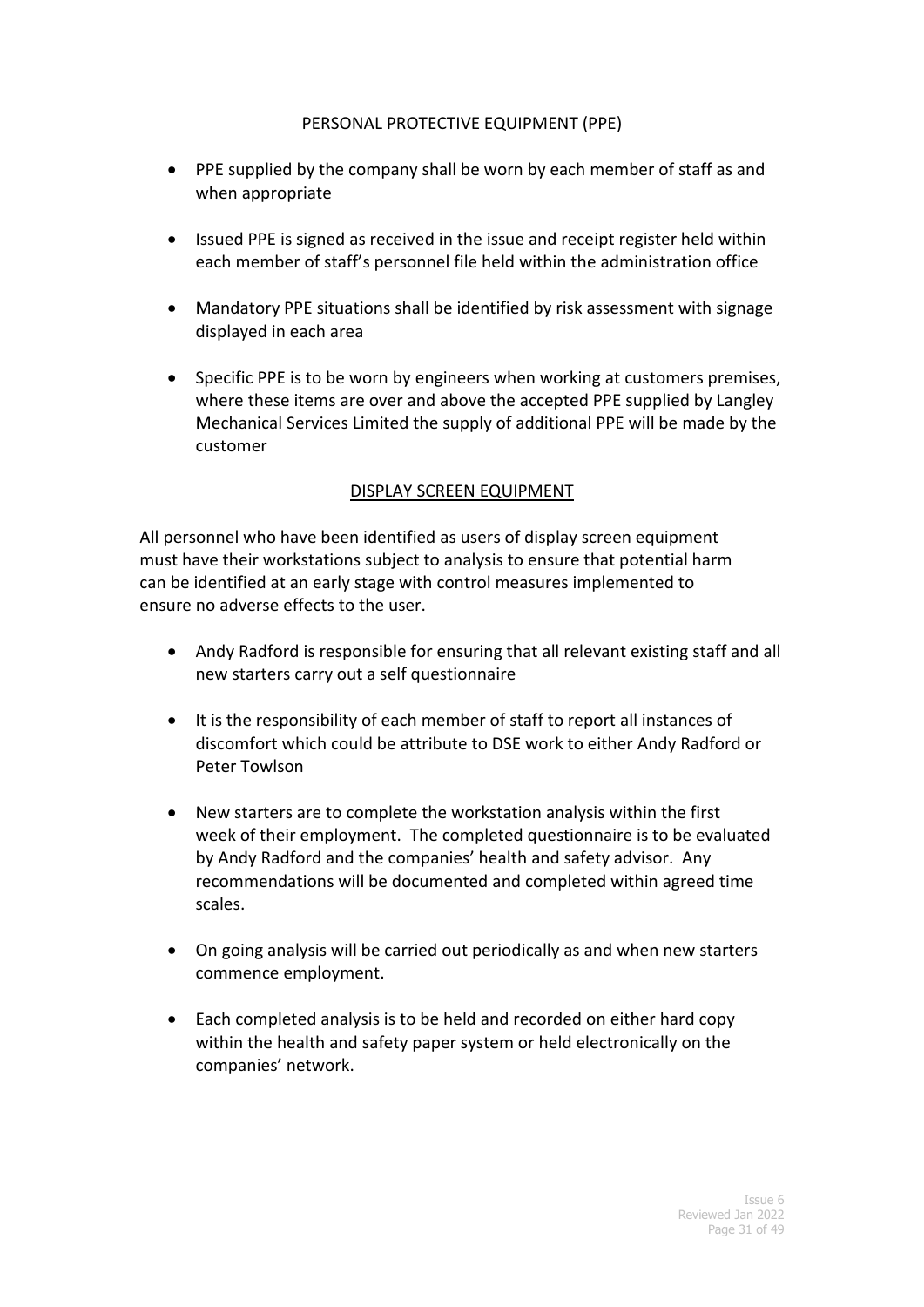## PERSONAL PROTECTIVE EQUIPMENT (PPE)

- PPE supplied by the company shall be worn by each member of staff as and when appropriate
- Issued PPE is signed as received in the issue and receipt register held within each member of staff's personnel file held within the administration office
- Mandatory PPE situations shall be identified by risk assessment with signage displayed in each area
- Specific PPE is to be worn by engineers when working at customers premises, where these items are over and above the accepted PPE supplied by Langley Mechanical Services Limited the supply of additional PPE will be made by the customer

## DISPLAY SCREEN EQUIPMENT

All personnel who have been identified as users of display screen equipment must have their workstations subject to analysis to ensure that potential harm can be identified at an early stage with control measures implemented to ensure no adverse effects to the user.

- Andy Radford is responsible for ensuring that all relevant existing staff and all new starters carry out a self questionnaire
- It is the responsibility of each member of staff to report all instances of discomfort which could be attribute to DSE work to either Andy Radford or Peter Towlson
- New starters are to complete the workstation analysis within the first week of their employment. The completed questionnaire is to be evaluated by Andy Radford and the companies' health and safety advisor. Any recommendations will be documented and completed within agreed time scales.
- On going analysis will be carried out periodically as and when new starters commence employment.
- Each completed analysis is to be held and recorded on either hard copy within the health and safety paper system or held electronically on the companies' network.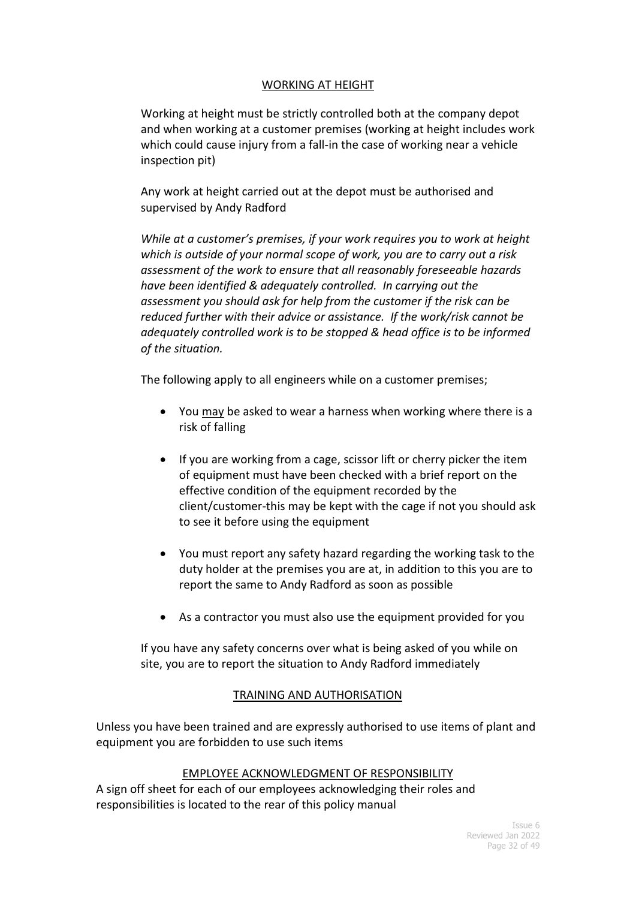## WORKING AT HEIGHT

Working at height must be strictly controlled both at the company depot and when working at a customer premises (working at height includes work which could cause injury from a fall-in the case of working near a vehicle inspection pit)

Any work at height carried out at the depot must be authorised and supervised by Andy Radford

*While at a customer's premises, if your work requires you to work at height which is outside of your normal scope of work, you are to carry out a risk assessment of the work to ensure that all reasonably foreseeable hazards have been identified & adequately controlled. In carrying out the assessment you should ask for help from the customer if the risk can be reduced further with their advice or assistance. If the work/risk cannot be adequately controlled work is to be stopped & head office is to be informed of the situation.*

The following apply to all engineers while on a customer premises;

- You may be asked to wear a harness when working where there is a risk of falling
- If you are working from a cage, scissor lift or cherry picker the item of equipment must have been checked with a brief report on the effective condition of the equipment recorded by the client/customer-this may be kept with the cage if not you should ask to see it before using the equipment
- You must report any safety hazard regarding the working task to the duty holder at the premises you are at, in addition to this you are to report the same to Andy Radford as soon as possible
- As a contractor you must also use the equipment provided for you

If you have any safety concerns over what is being asked of you while on site, you are to report the situation to Andy Radford immediately

## TRAINING AND AUTHORISATION

Unless you have been trained and are expressly authorised to use items of plant and equipment you are forbidden to use such items

## EMPLOYEE ACKNOWLEDGMENT OF RESPONSIBILITY

A sign off sheet for each of our employees acknowledging their roles and responsibilities is located to the rear of this policy manual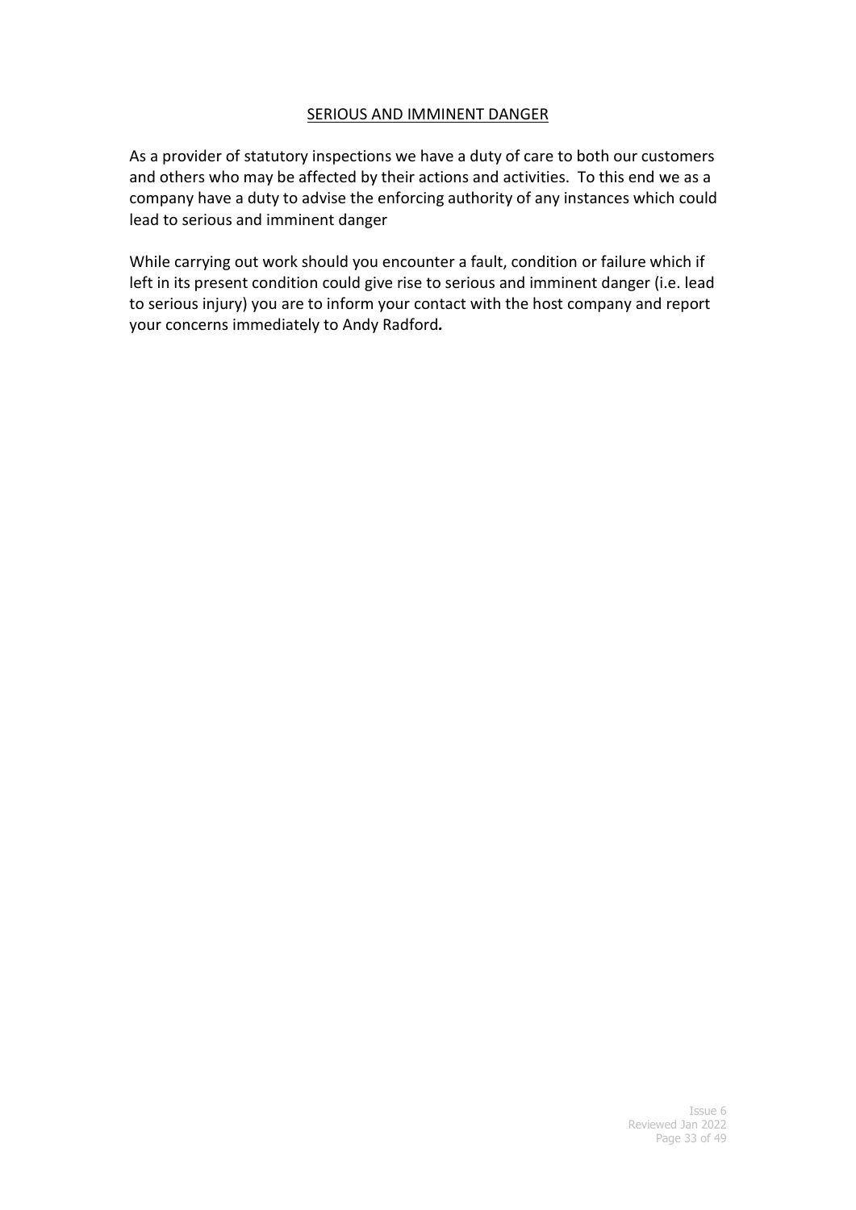## SERIOUS AND IMMINENT DANGER

As a provider of statutory inspections we have a duty of care to both our customers and others who may be affected by their actions and activities. To this end we as a company have a duty to advise the enforcing authority of any instances which could lead to serious and imminent danger

While carrying out work should you encounter a fault, condition or failure which if left in its present condition could give rise to serious and imminent danger (i.e. lead to serious injury) you are to inform your contact with the host company and report your concerns immediately to Andy Radford***.***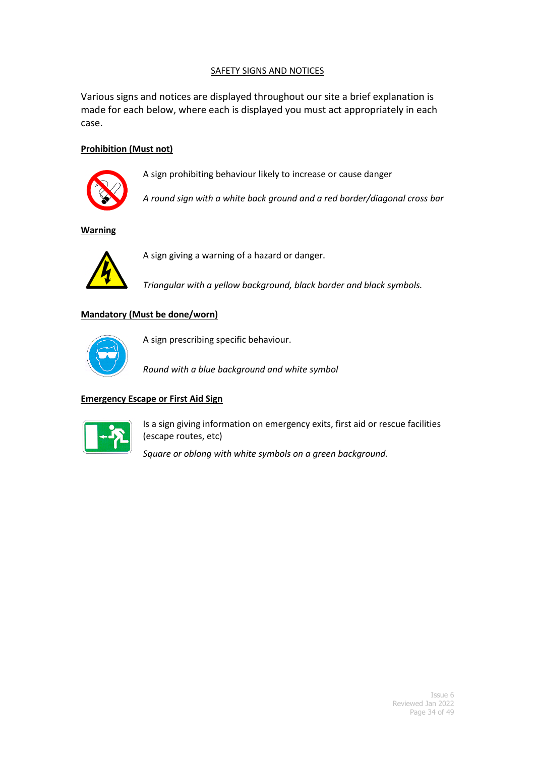## SAFETY SIGNS AND NOTICES

Various signs and notices are displayed throughout our site a brief explanation is made for each below, where each is displayed you must act appropriately in each case.

**Prohibition (Must not)**

A sign prohibiting behaviour likely to increase or cause danger

*A round sign with a white back ground and a red border/diagonal cross bar*

**Warning**

A sign giving a warning of a hazard or danger.

*Triangular with a yellow background, black border and black symbols.*

**Mandatory (Must be done/worn)**

A sign prescribing specific behaviour.

*Round with a blue background and white symbol*

**Emergency Escape or First Aid Sign**

Is a sign giving information on emergency exits, first aid or rescue facilities (escape routes, etc)

*Square or oblong with white symbols on a green background.*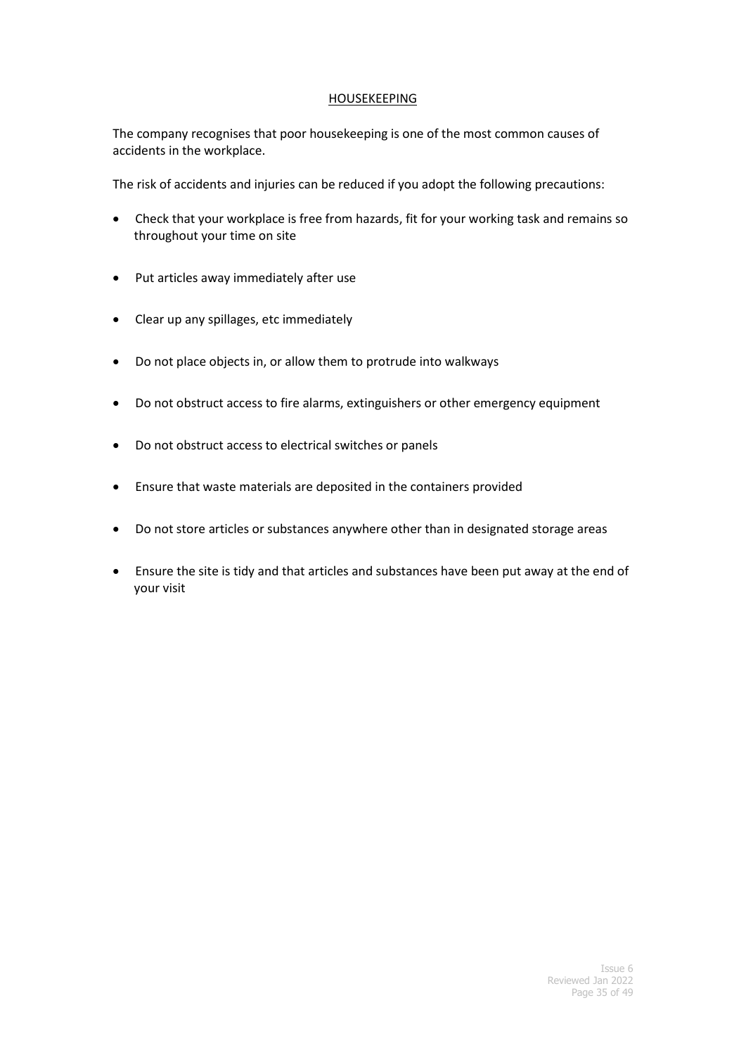## HOUSEKEEPING

The company recognises that poor housekeeping is one of the most common causes of accidents in the workplace.

The risk of accidents and injuries can be reduced if you adopt the following precautions:

- Check that your workplace is free from hazards, fit for your working task and remains so throughout your time on site
- Put articles away immediately after use
- Clear up any spillages, etc immediately
- Do not place objects in, or allow them to protrude into walkways
- Do not obstruct access to fire alarms, extinguishers or other emergency equipment
- Do not obstruct access to electrical switches or panels
- Ensure that waste materials are deposited in the containers provided
- Do not store articles or substances anywhere other than in designated storage areas
- Ensure the site is tidy and that articles and substances have been put away at the end of your visit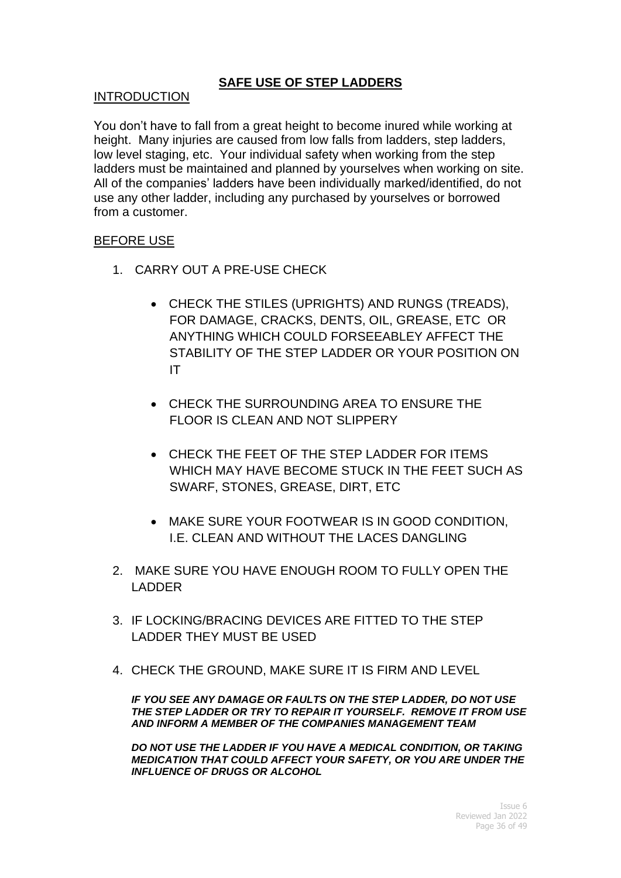# SAFE USE OF STEP LADDERS

## INTRODUCTION

You don't have to fall from a great height to become inured while working at height. Many injuries are caused from low falls from ladders, step ladders, low level staging, etc. Your individual safety when working from the step ladders must be maintained and planned by yourselves when working on site. All of the companies' ladders have been individually marked/identified, do not use any other ladder, including any purchased by yourselves or borrowed from a customer.

## BEFORE USE

1. CARRY OUT A PRE-USE CHECK
   - CHECK THE STILES (UPRIGHTS) AND RUNGS (TREADS), FOR DAMAGE, CRACKS, DENTS, OIL, GREASE, ETC OR ANYTHING WHICH COULD FORSEEABLEY AFFECT THE STABILITY OF THE STEP LADDER OR YOUR POSITION ON IT
   - CHECK THE SURROUNDING AREA TO ENSURE THE FLOOR IS CLEAN AND NOT SLIPPERY
   - CHECK THE FEET OF THE STEP LADDER FOR ITEMS WHICH MAY HAVE BECOME STUCK IN THE FEET SUCH AS SWARF, STONES, GREASE, DIRT, ETC
   - MAKE SURE YOUR FOOTWEAR IS IN GOOD CONDITION, I.E. CLEAN AND WITHOUT THE LACES DANGLING
2. MAKE SURE YOU HAVE ENOUGH ROOM TO FULLY OPEN THE LADDER
3. IF LOCKING/BRACING DEVICES ARE FITTED TO THE STEP LADDER THEY MUST BE USED
4. CHECK THE GROUND, MAKE SURE IT IS FIRM AND LEVEL

***IF YOU SEE ANY DAMAGE OR FAULTS ON THE STEP LADDER, DO NOT USE THE STEP LADDER OR TRY TO REPAIR IT YOURSELF. REMOVE IT FROM USE AND INFORM A MEMBER OF THE COMPANIES MANAGEMENT TEAM***

***DO NOT USE THE LADDER IF YOU HAVE A MEDICAL CONDITION, OR TAKING MEDICATION THAT COULD AFFECT YOUR SAFETY, OR YOU ARE UNDER THE INFLUENCE OF DRUGS OR ALCOHOL***

Issue 6
Reviewed Jan 2022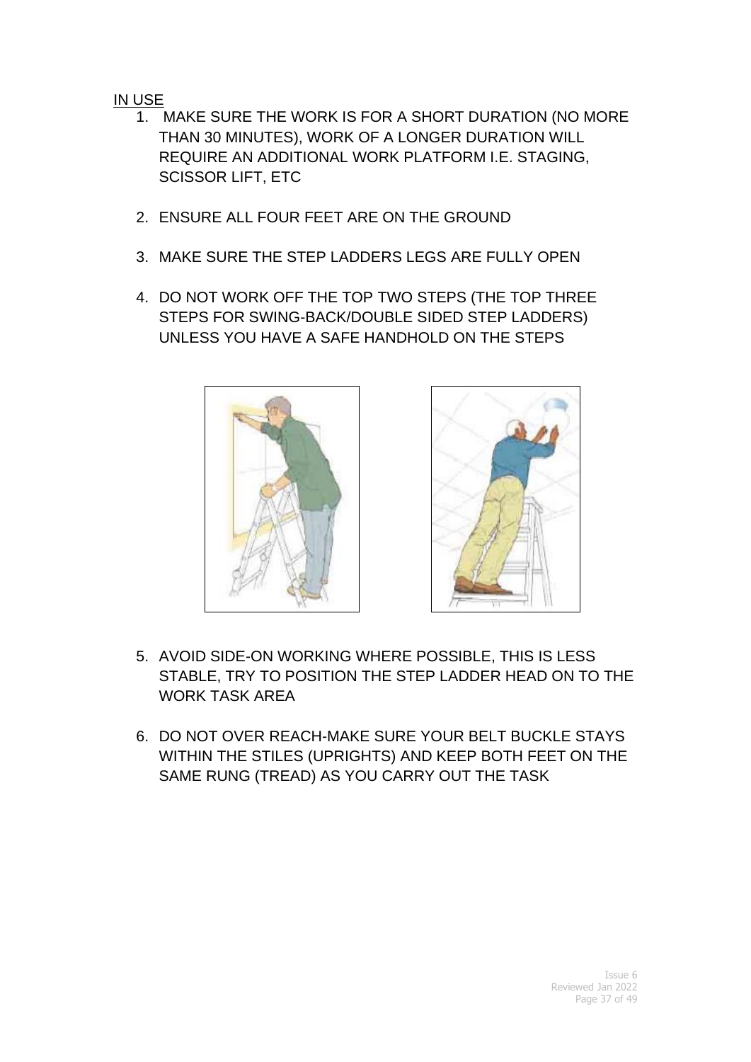IN USE

1. MAKE SURE THE WORK IS FOR A SHORT DURATION (NO MORE THAN 30 MINUTES), WORK OF A LONGER DURATION WILL REQUIRE AN ADDITIONAL WORK PLATFORM I.E. STAGING, SCISSOR LIFT, ETC

2. ENSURE ALL FOUR FEET ARE ON THE GROUND

3. MAKE SURE THE STEP LADDERS LEGS ARE FULLY OPEN

4. DO NOT WORK OFF THE TOP TWO STEPS (THE TOP THREE STEPS FOR SWING-BACK/DOUBLE SIDED STEP LADDERS) UNLESS YOU HAVE A SAFE HANDHOLD ON THE STEPS

5. AVOID SIDE-ON WORKING WHERE POSSIBLE, THIS IS LESS STABLE, TRY TO POSITION THE STEP LADDER HEAD ON TO THE WORK TASK AREA

6. DO NOT OVER REACH-MAKE SURE YOUR BELT BUCKLE STAYS WITHIN THE STILES (UPRIGHTS) AND KEEP BOTH FEET ON THE SAME RUNG (TREAD) AS YOU CARRY OUT THE TASK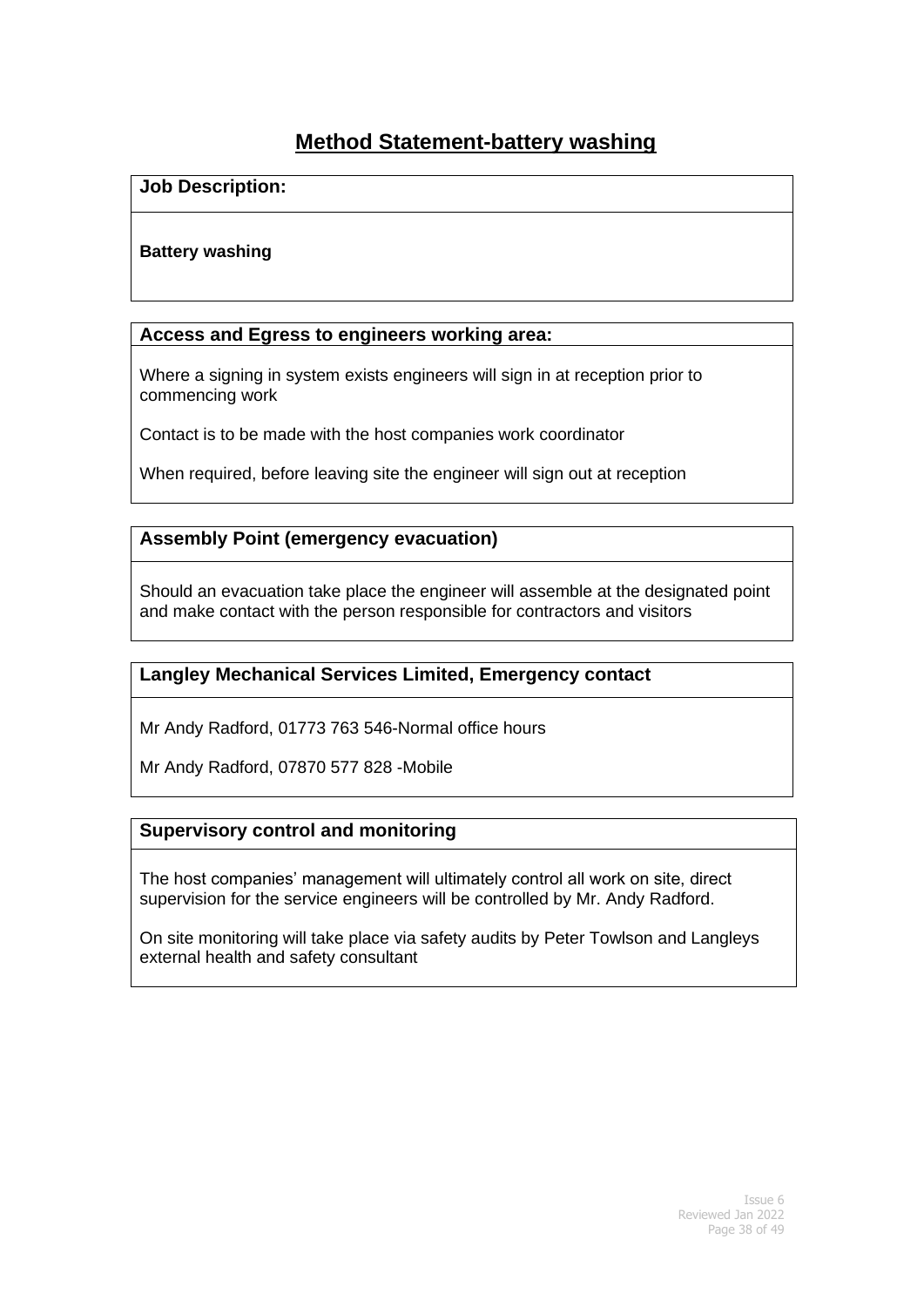# Method Statement-battery washing

**Job Description:**

**Battery washing**

**Access and Egress to engineers working area:**

Where a signing in system exists engineers will sign in at reception prior to commencing work

Contact is to be made with the host companies work coordinator

When required, before leaving site the engineer will sign out at reception

**Assembly Point (emergency evacuation)**

Should an evacuation take place the engineer will assemble at the designated point and make contact with the person responsible for contractors and visitors

**Langley Mechanical Services Limited, Emergency contact**

Mr Andy Radford, 01773 763 546-Normal office hours

Mr Andy Radford, 07870 577 828 -Mobile

**Supervisory control and monitoring**

The host companies' management will ultimately control all work on site, direct supervision for the service engineers will be controlled by Mr. Andy Radford.

On site monitoring will take place via safety audits by Peter Towlson and Langleys external health and safety consultant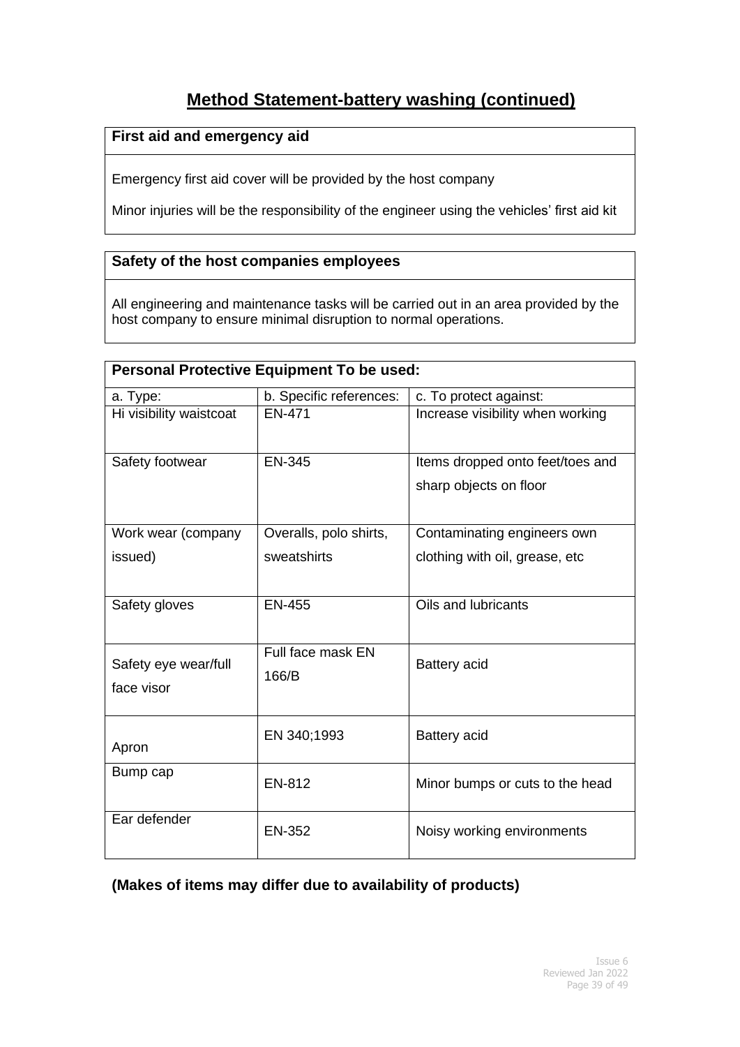# Method Statement-battery washing (continued)

| **First aid and emergency aid** |
| --- |
| Emergency first aid cover will be provided by the host company<br><br>Minor injuries will be the responsibility of the engineer using the vehicles' first aid kit |

| **Safety of the host companies employees** |
| --- |
| All engineering and maintenance tasks will be carried out in an area provided by the host company to ensure minimal disruption to normal operations. |

| **Personal Protective Equipment To be used:** | | |
| --- | --- | --- |
| a. Type: | b. Specific references: | c. To protect against: |
| Hi visibility waistcoat | EN-471 | Increase visibility when working |
| Safety footwear | EN-345 | Items dropped onto feet/toes and sharp objects on floor |
| Work wear (company issued) | Overalls, polo shirts, sweatshirts | Contaminating engineers own clothing with oil, grease, etc |
| Safety gloves | EN-455 | Oils and lubricants |
| Safety eye wear/full face visor | Full face mask EN 166/B | Battery acid |
| Apron | EN 340;1993 | Battery acid |
| Bump cap | EN-812 | Minor bumps or cuts to the head |
| Ear defender | EN-352 | Noisy working environments |

**(Makes of items may differ due to availability of products)**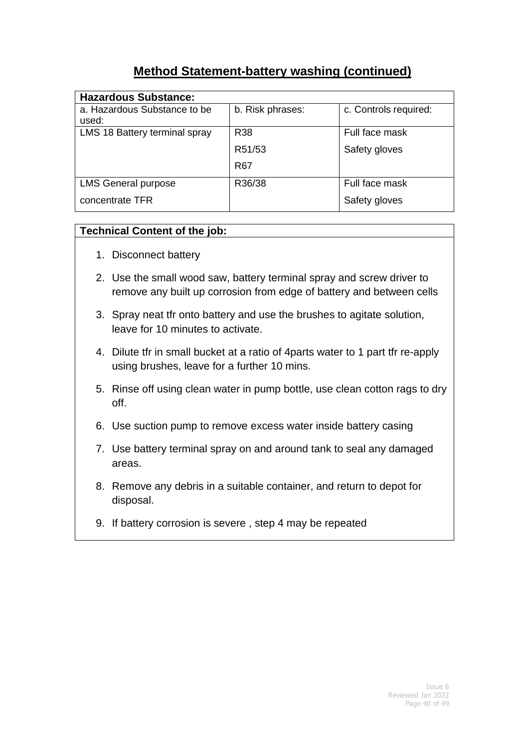## Method Statement-battery washing (continued)

| Hazardous Substance: | | |
|---|---|---|
| a. Hazardous Substance to be used: | b. Risk phrases: | c. Controls required: |
| LMS 18 Battery terminal spray | R38<br>R51/53<br>R67 | Full face mask<br>Safety gloves |
| LMS General purpose concentrate TFR | R36/38 | Full face mask<br>Safety gloves |

**Technical Content of the job:**

1. Disconnect battery
2. Use the small wood saw, battery terminal spray and screw driver to remove any built up corrosion from edge of battery and between cells
3. Spray neat tfr onto battery and use the brushes to agitate solution, leave for 10 minutes to activate.
4. Dilute tfr in small bucket at a ratio of 4parts water to 1 part tfr re-apply using brushes, leave for a further 10 mins.
5. Rinse off using clean water in pump bottle, use clean cotton rags to dry off.
6. Use suction pump to remove excess water inside battery casing
7. Use battery terminal spray on and around tank to seal any damaged areas.
8. Remove any debris in a suitable container, and return to depot for disposal.
9. If battery corrosion is severe , step 4 may be repeated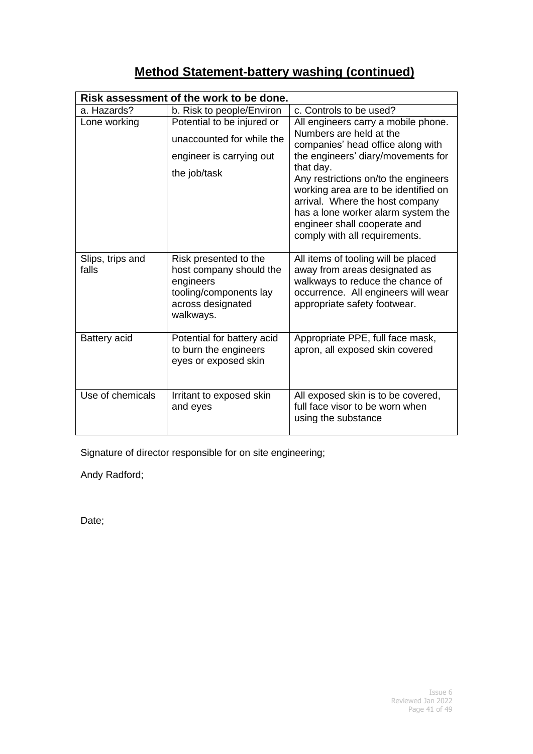# Method Statement-battery washing (continued)

| Risk assessment of the work to be done. | | |
|---|---|---|
| a. Hazards? | b. Risk to people/Environ | c. Controls to be used? |
| Lone working | Potential to be injured or unaccounted for while the engineer is carrying out the job/task | All engineers carry a mobile phone. Numbers are held at the companies' head office along with the engineers' diary/movements for that day.<br>Any restrictions on/to the engineers working area are to be identified on arrival. Where the host company has a lone worker alarm system the engineer shall cooperate and comply with all requirements. |
| Slips, trips and falls | Risk presented to the host company should the engineers tooling/components lay across designated walkways. | All items of tooling will be placed away from areas designated as walkways to reduce the chance of occurrence. All engineers will wear appropriate safety footwear. |
| Battery acid | Potential for battery acid to burn the engineers eyes or exposed skin | Appropriate PPE, full face mask, apron, all exposed skin covered |
| Use of chemicals | Irritant to exposed skin and eyes | All exposed skin is to be covered, full face visor to be worn when using the substance |

Signature of director responsible for on site engineering;

Andy Radford;

Date;

Issue 6
Reviewed Jan 2022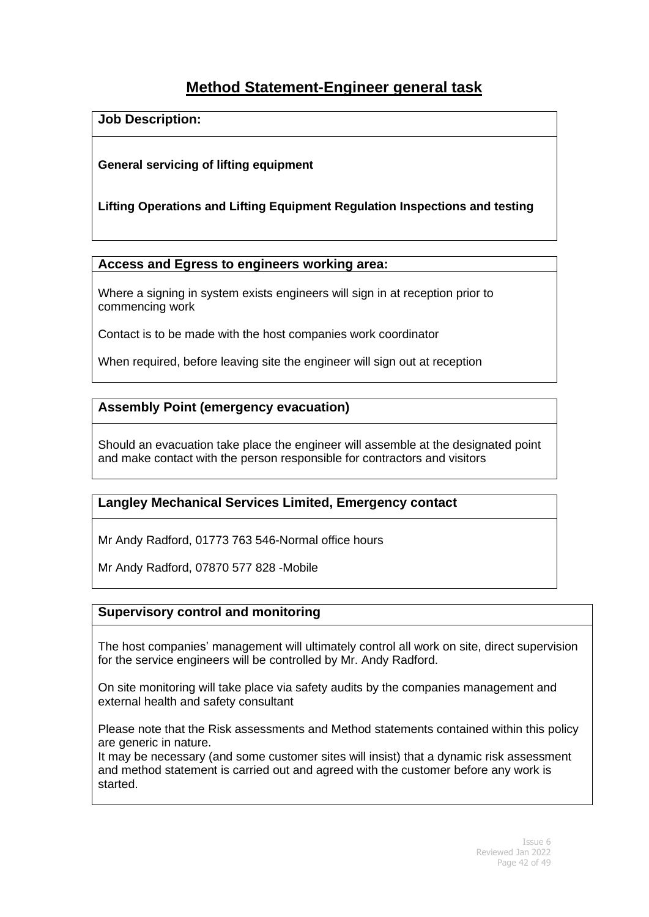# Method Statement-Engineer general task

**Job Description:**

**General servicing of lifting equipment**

**Lifting Operations and Lifting Equipment Regulation Inspections and testing**

**Access and Egress to engineers working area:**

Where a signing in system exists engineers will sign in at reception prior to commencing work

Contact is to be made with the host companies work coordinator

When required, before leaving site the engineer will sign out at reception

**Assembly Point (emergency evacuation)**

Should an evacuation take place the engineer will assemble at the designated point and make contact with the person responsible for contractors and visitors

**Langley Mechanical Services Limited, Emergency contact**

Mr Andy Radford, 01773 763 546-Normal office hours

Mr Andy Radford, 07870 577 828 -Mobile

**Supervisory control and monitoring**

The host companies' management will ultimately control all work on site, direct supervision for the service engineers will be controlled by Mr. Andy Radford.

On site monitoring will take place via safety audits by the companies management and external health and safety consultant

Please note that the Risk assessments and Method statements contained within this policy are generic in nature.
It may be necessary (and some customer sites will insist) that a dynamic risk assessment and method statement is carried out and agreed with the customer before any work is started.

Issue 6
Reviewed Jan 2022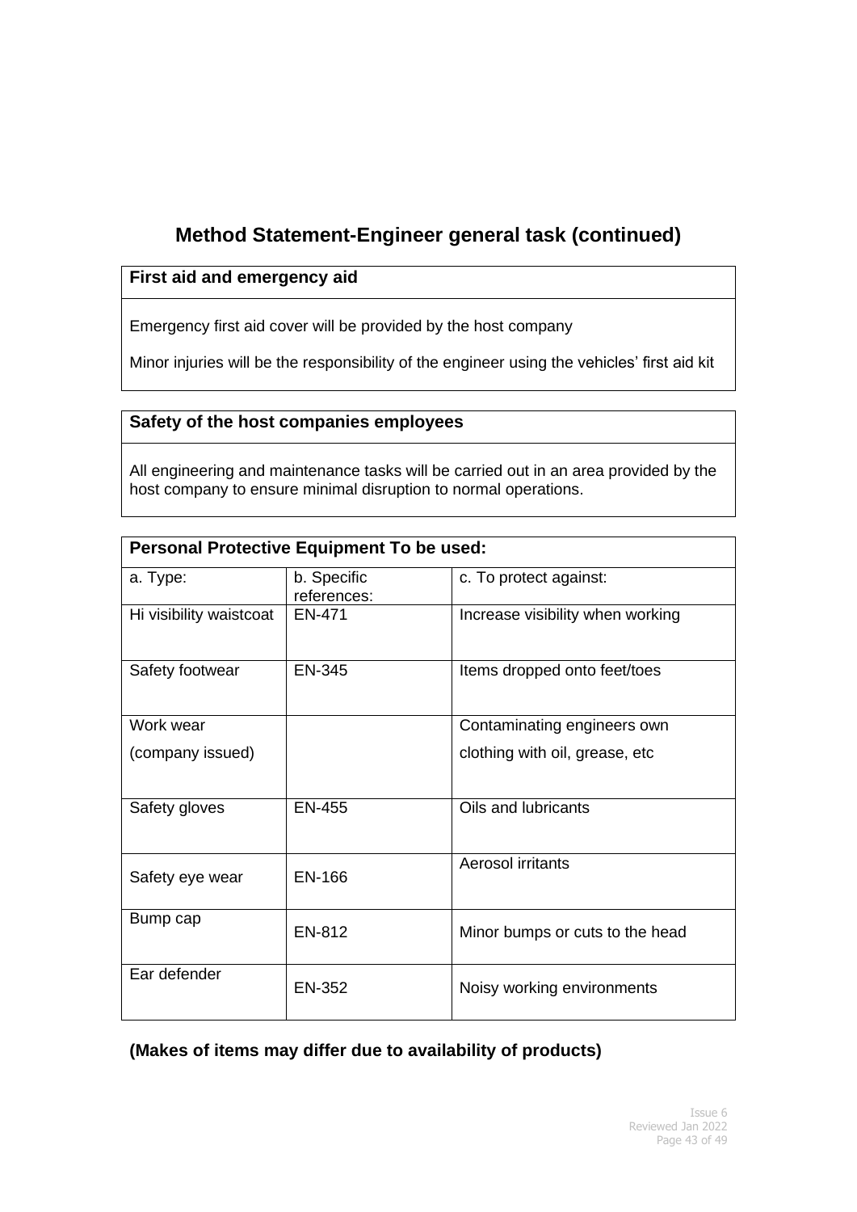# Method Statement-Engineer general task (continued)

| First aid and emergency aid |
|---|
| Emergency first aid cover will be provided by the host company<br><br>Minor injuries will be the responsibility of the engineer using the vehicles' first aid kit |

| Safety of the host companies employees |
|---|
| All engineering and maintenance tasks will be carried out in an area provided by the host company to ensure minimal disruption to normal operations. |

| Personal Protective Equipment To be used: | | |
|---|---|---|
| a. Type: | b. Specific references: | c. To protect against: |
| Hi visibility waistcoat | EN-471 | Increase visibility when working |
| Safety footwear | EN-345 | Items dropped onto feet/toes |
| Work wear<br><br>(company issued) | | Contaminating engineers own<br><br>clothing with oil, grease, etc |
| Safety gloves | EN-455 | Oils and lubricants |
| Safety eye wear | EN-166 | Aerosol irritants |
| Bump cap | EN-812 | Minor bumps or cuts to the head |
| Ear defender | EN-352 | Noisy working environments |

**(Makes of items may differ due to availability of products)**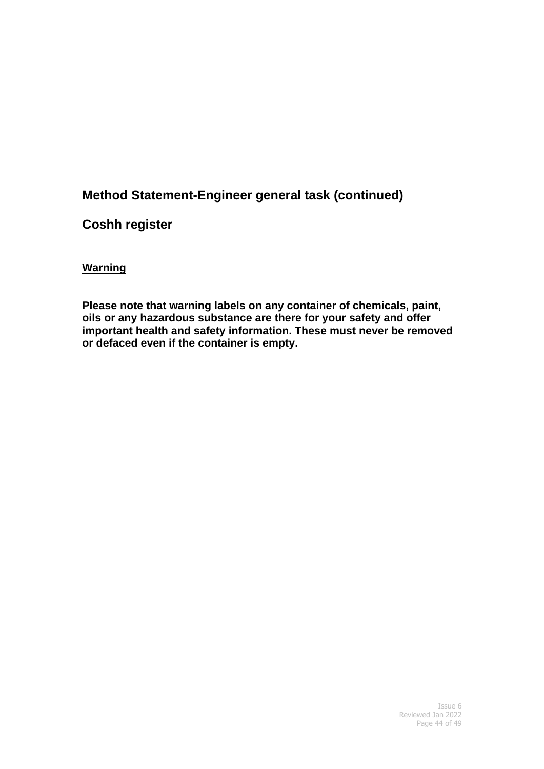## Method Statement-Engineer general task (continued)

## Coshh register

**Warning**

**Please note that warning labels on any container of chemicals, paint, oils or any hazardous substance are there for your safety and offer important health and safety information. These must never be removed or defaced even if the container is empty.**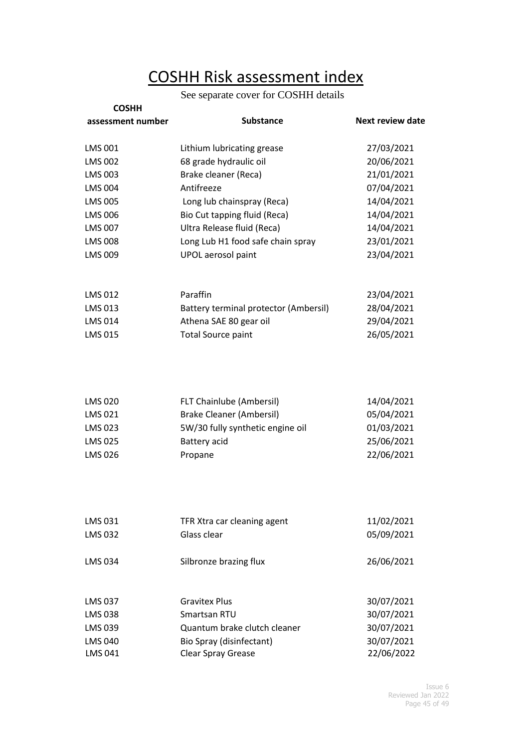# COSHH Risk assessment index

See separate cover for COSHH details

| COSHH assessment number | Substance | Next review date |
|---|---|---|
| LMS 001 | Lithium lubricating grease | 27/03/2021 |
| LMS 002 | 68 grade hydraulic oil | 20/06/2021 |
| LMS 003 | Brake cleaner (Reca) | 21/01/2021 |
| LMS 004 | Antifreeze | 07/04/2021 |
| LMS 005 | Long lub chainspray (Reca) | 14/04/2021 |
| LMS 006 | Bio Cut tapping fluid (Reca) | 14/04/2021 |
| LMS 007 | Ultra Release fluid (Reca) | 14/04/2021 |
| LMS 008 | Long Lub H1 food safe chain spray | 23/01/2021 |
| LMS 009 | UPOL aerosol paint | 23/04/2021 |
| LMS 012 | Paraffin | 23/04/2021 |
| LMS 013 | Battery terminal protector (Ambersil) | 28/04/2021 |
| LMS 014 | Athena SAE 80 gear oil | 29/04/2021 |
| LMS 015 | Total Source paint | 26/05/2021 |
| LMS 020 | FLT Chainlube (Ambersil) | 14/04/2021 |
| LMS 021 | Brake Cleaner (Ambersil) | 05/04/2021 |
| LMS 023 | 5W/30 fully synthetic engine oil | 01/03/2021 |
| LMS 025 | Battery acid | 25/06/2021 |
| LMS 026 | Propane | 22/06/2021 |
| LMS 031 | TFR Xtra car cleaning agent | 11/02/2021 |
| LMS 032 | Glass clear | 05/09/2021 |
| LMS 034 | Silbronze brazing flux | 26/06/2021 |
| LMS 037 | Gravitex Plus | 30/07/2021 |
| LMS 038 | Smartsan RTU | 30/07/2021 |
| LMS 039 | Quantum brake clutch cleaner | 30/07/2021 |
| LMS 040 | Bio Spray (disinfectant) | 30/07/2021 |
| LMS 041 | Clear Spray Grease | 22/06/2022 |

Issue 6
Reviewed Jan 2022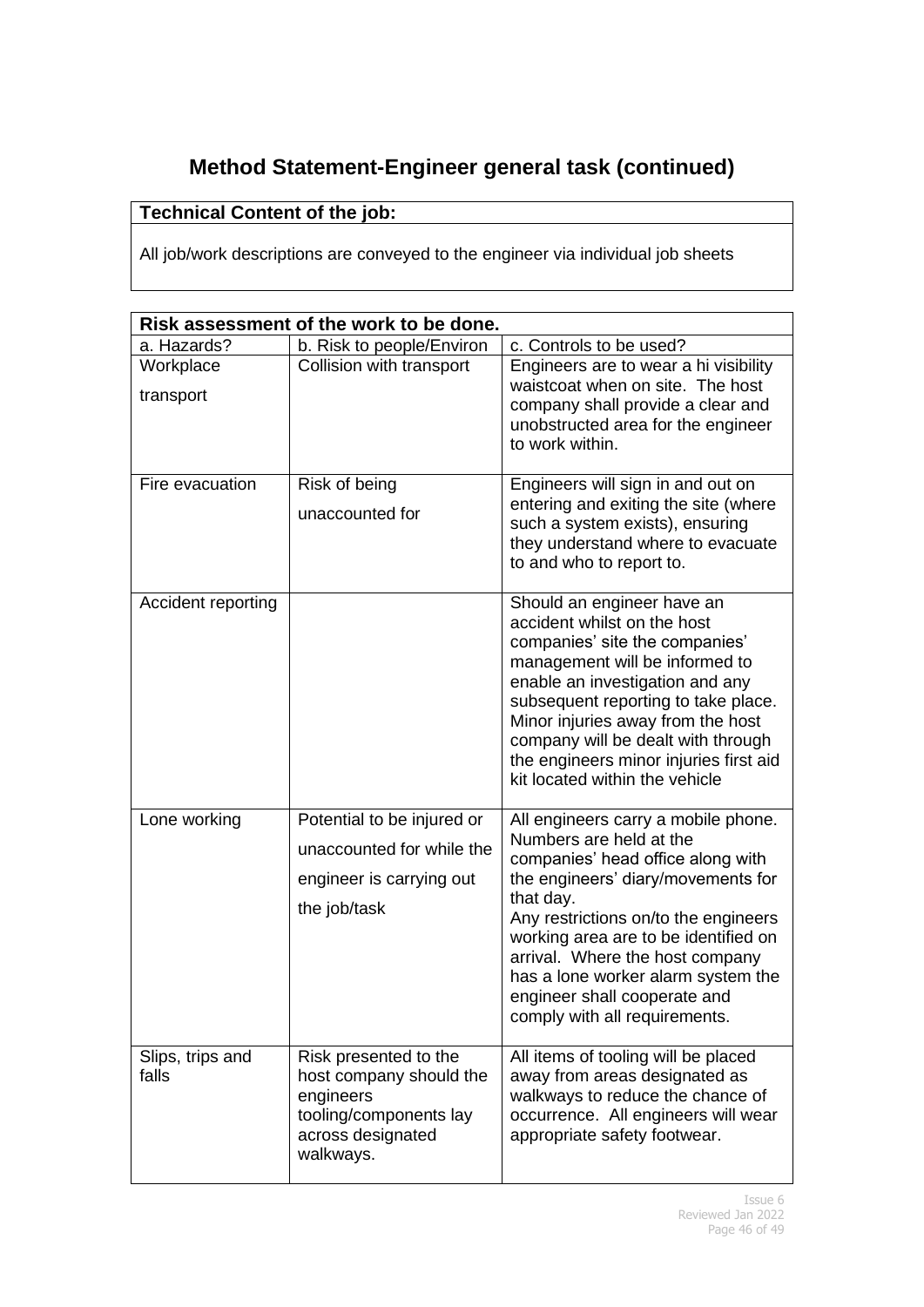# Method Statement-Engineer general task (continued)

| **Technical Content of the job:** |
|---|
| All job/work descriptions are conveyed to the engineer via individual job sheets |

| **Risk assessment of the work to be done.** | | |
|---|---|---|
| a. Hazards? | b. Risk to people/Environ | c. Controls to be used? |
| Workplace transport | Collision with transport | Engineers are to wear a hi visibility waistcoat when on site. The host company shall provide a clear and unobstructed area for the engineer to work within. |
| Fire evacuation | Risk of being unaccounted for | Engineers will sign in and out on entering and exiting the site (where such a system exists), ensuring they understand where to evacuate to and who to report to. |
| Accident reporting | | Should an engineer have an accident whilst on the host companies' site the companies' management will be informed to enable an investigation and any subsequent reporting to take place. Minor injuries away from the host company will be dealt with through the engineers minor injuries first aid kit located within the vehicle |
| Lone working | Potential to be injured or unaccounted for while the engineer is carrying out the job/task | All engineers carry a mobile phone. Numbers are held at the companies' head office along with the engineers' diary/movements for that day. Any restrictions on/to the engineers working area are to be identified on arrival. Where the host company has a lone worker alarm system the engineer shall cooperate and comply with all requirements. |
| Slips, trips and falls | Risk presented to the host company should the engineers tooling/components lay across designated walkways. | All items of tooling will be placed away from areas designated as walkways to reduce the chance of occurrence. All engineers will wear appropriate safety footwear. |

Issue 6
Reviewed Jan 2022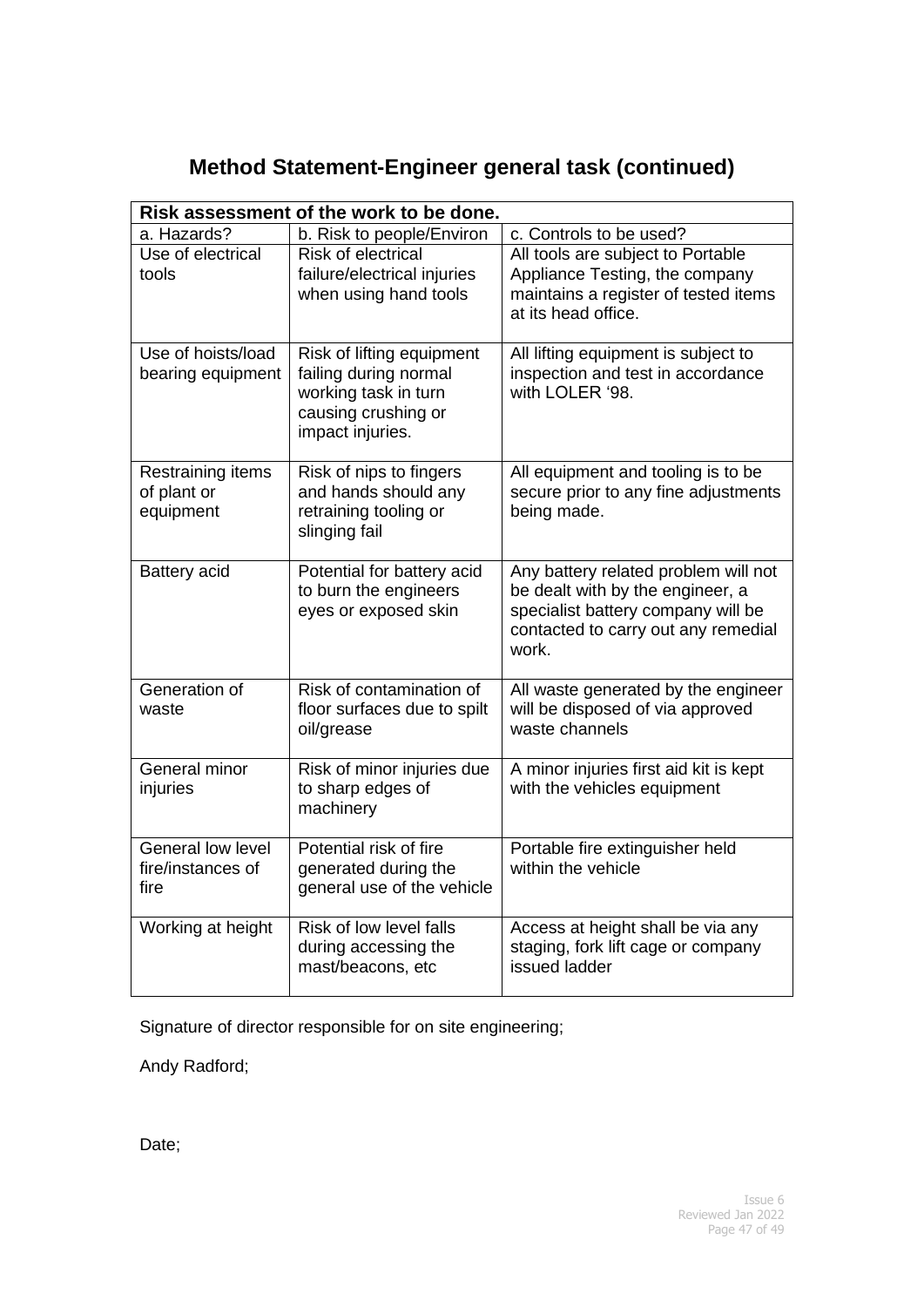# Method Statement-Engineer general task (continued)

| **Risk assessment of the work to be done.** | | |
|---|---|---|
| a. Hazards? | b. Risk to people/Environ | c. Controls to be used? |
| Use of electrical tools | Risk of electrical failure/electrical injuries when using hand tools | All tools are subject to Portable Appliance Testing, the company maintains a register of tested items at its head office. |
| Use of hoists/load bearing equipment | Risk of lifting equipment failing during normal working task in turn causing crushing or impact injuries. | All lifting equipment is subject to inspection and test in accordance with LOLER '98. |
| Restraining items of plant or equipment | Risk of nips to fingers and hands should any retraining tooling or slinging fail | All equipment and tooling is to be secure prior to any fine adjustments being made. |
| Battery acid | Potential for battery acid to burn the engineers eyes or exposed skin | Any battery related problem will not be dealt with by the engineer, a specialist battery company will be contacted to carry out any remedial work. |
| Generation of waste | Risk of contamination of floor surfaces due to spilt oil/grease | All waste generated by the engineer will be disposed of via approved waste channels |
| General minor injuries | Risk of minor injuries due to sharp edges of machinery | A minor injuries first aid kit is kept with the vehicles equipment |
| General low level fire/instances of fire | Potential risk of fire generated during the general use of the vehicle | Portable fire extinguisher held within the vehicle |
| Working at height | Risk of low level falls during accessing the mast/beacons, etc | Access at height shall be via any staging, fork lift cage or company issued ladder |

Signature of director responsible for on site engineering;

Andy Radford;

Date;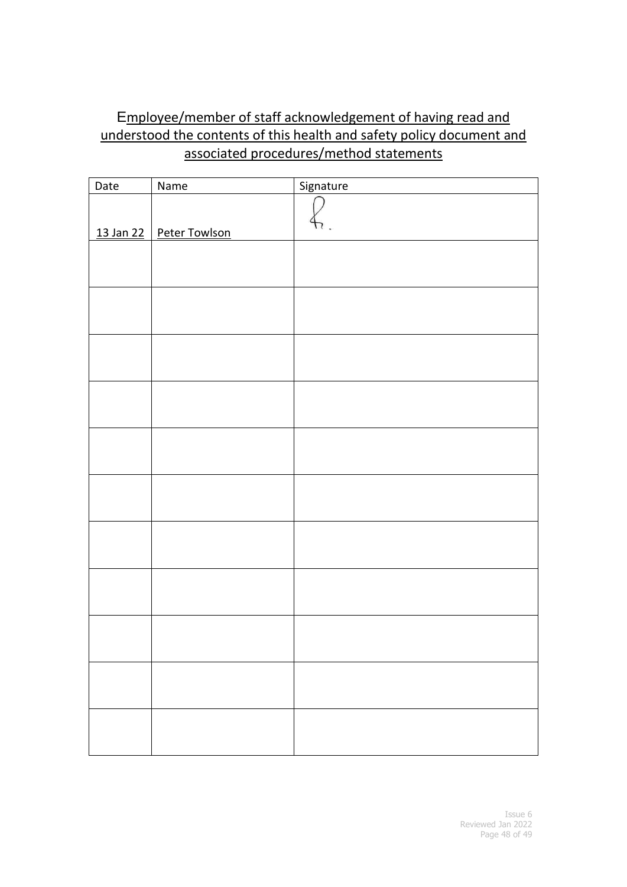## Employee/member of staff acknowledgement of having read and understood the contents of this health and safety policy document and associated procedures/method statements

| Date | Name | Signature |
|---|---|---|
| 13 Jan 22 | Peter Towlson | |
| | | |
| | | |
| | | |
| | | |
| | | |
| | | |
| | | |
| | | |
| | | |
| | | |
| | | |

Issue 6
Reviewed Jan 2022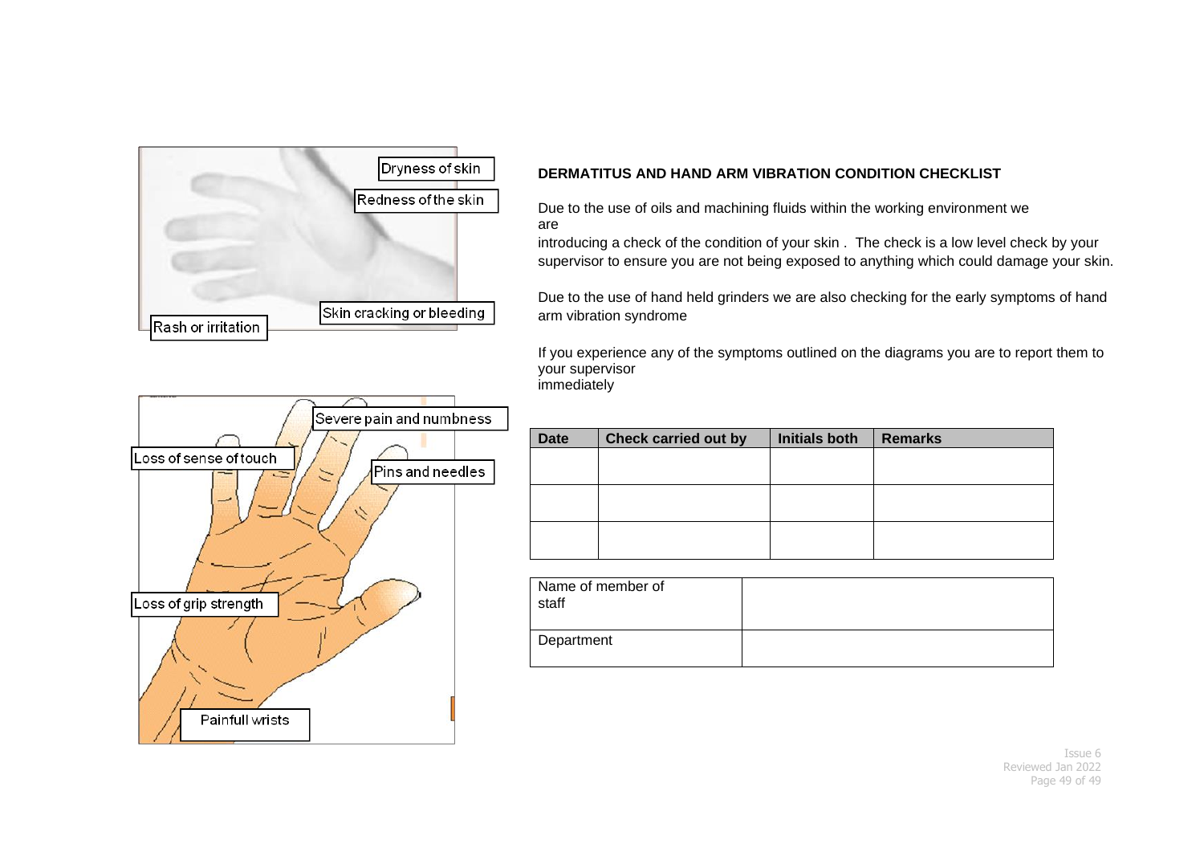Dryness of skin

Redness of the skin

Skin cracking or bleeding

Rash or irritation

Severe pain and numbness

Loss of sense of touch

Pins and needles

Loss of grip strength

Painfull wrists

**DERMATITUS AND HAND ARM VIBRATION CONDITION CHECKLIST**

Due to the use of oils and machining fluids within the working environment we are introducing a check of the condition of your skin . The check is a low level check by your supervisor to ensure you are not being exposed to anything which could damage your skin.

Due to the use of hand held grinders we are also checking for the early symptoms of hand arm vibration syndrome

If you experience any of the symptoms outlined on the diagrams you are to report them to your supervisor immediately

| Date | Check carried out by | Initials both | Remarks |
|---|---|---|---|
| | | | |
| | | | |
| | | | |

| | |
|---|---|
| Name of member of staff | |
| Department | |